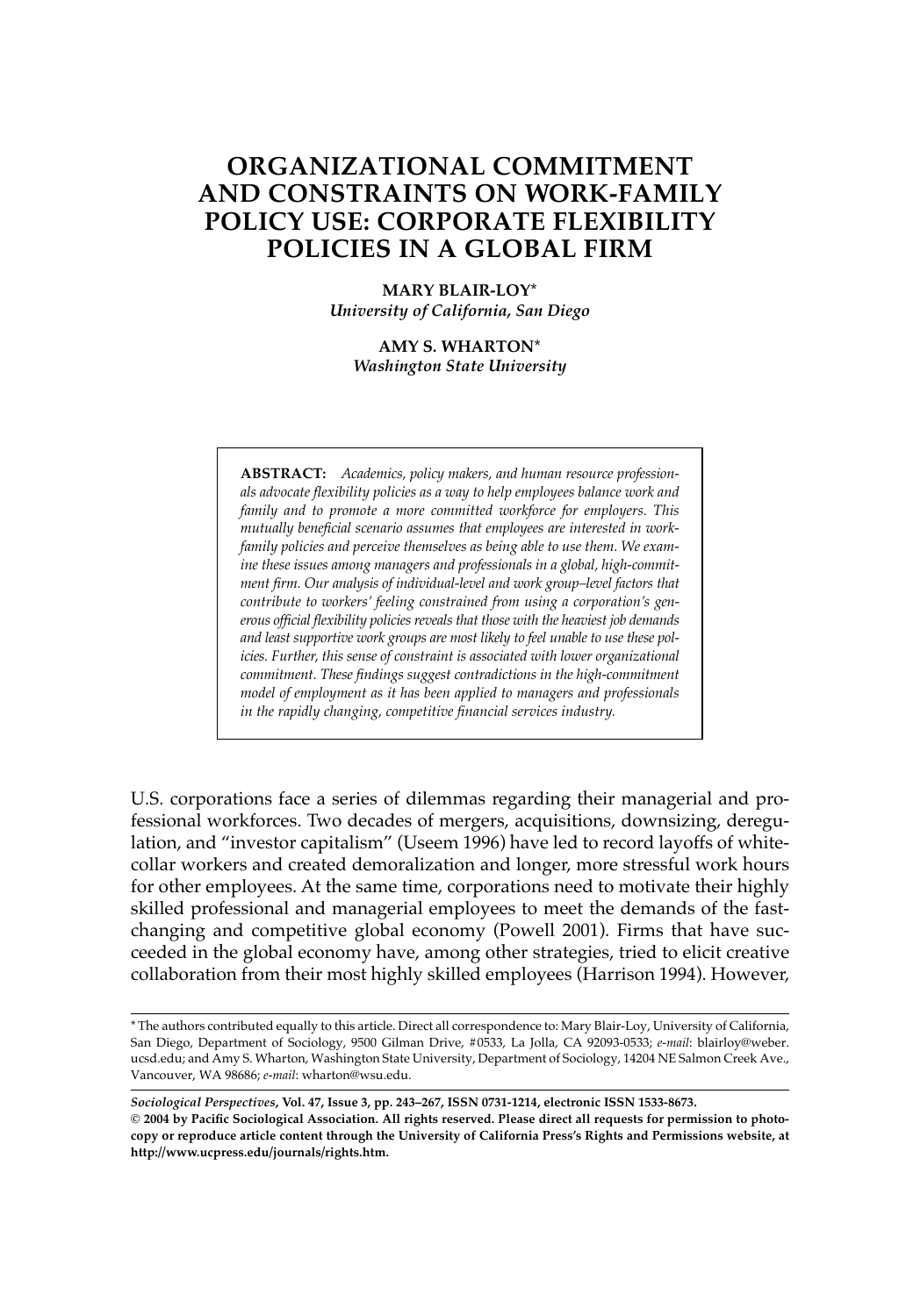# ORGANIZATIONAL COMMITMENT AND CONSTRAINTS ON WORK-FAMILY POLICY USE: CORPORATE FLEXIBILITY POLICIES IN A GLOBAL FIRM

**MARY BLAIR-LOY***
*University of California, San Diego*

**AMY S. WHARTON***
*Washington State University*

**ABSTRACT:** *Academics, policy makers, and human resource professionals advocate flexibility policies as a way to help employees balance work and family and to promote a more committed workforce for employers. This mutually beneficial scenario assumes that employees are interested in work-family policies and perceive themselves as being able to use them. We examine these issues among managers and professionals in a global, high-commitment firm. Our analysis of individual-level and work group–level factors that contribute to workers' feeling constrained from using a corporation's generous official flexibility policies reveals that those with the heaviest job demands and least supportive work groups are most likely to feel unable to use these policies. Further, this sense of constraint is associated with lower organizational commitment. These findings suggest contradictions in the high-commitment model of employment as it has been applied to managers and professionals in the rapidly changing, competitive financial services industry.*

U.S. corporations face a series of dilemmas regarding their managerial and professional workforces. Two decades of mergers, acquisitions, downsizing, deregulation, and "investor capitalism" (Useem 1996) have led to record layoffs of white-collar workers and created demoralization and longer, more stressful work hours for other employees. At the same time, corporations need to motivate their highly skilled professional and managerial employees to meet the demands of the fast-changing and competitive global economy (Powell 2001). Firms that have succeeded in the global economy have, among other strategies, tried to elicit creative collaboration from their most highly skilled employees (Harrison 1994). However,

---

\* The authors contributed equally to this article. Direct all correspondence to: Mary Blair-Loy, University of California, San Diego, Department of Sociology, 9500 Gilman Drive, #0533, La Jolla, CA 92093-0533; *e-mail*: blairloy@weber.ucsd.edu; and Amy S. Wharton, Washington State University, Department of Sociology, 14204 NE Salmon Creek Ave., Vancouver, WA 98686; *e-mail*: wharton@wsu.edu.

***Sociological Perspectives*, Vol. 47, Issue 3, pp. 243–267, ISSN 0731-1214, electronic ISSN 1533-8673.**
**© 2004 by Pacific Sociological Association. All rights reserved. Please direct all requests for permission to photocopy or reproduce article content through the University of California Press's Rights and Permissions website, at http://www.ucpress.edu/journals/rights.htm.**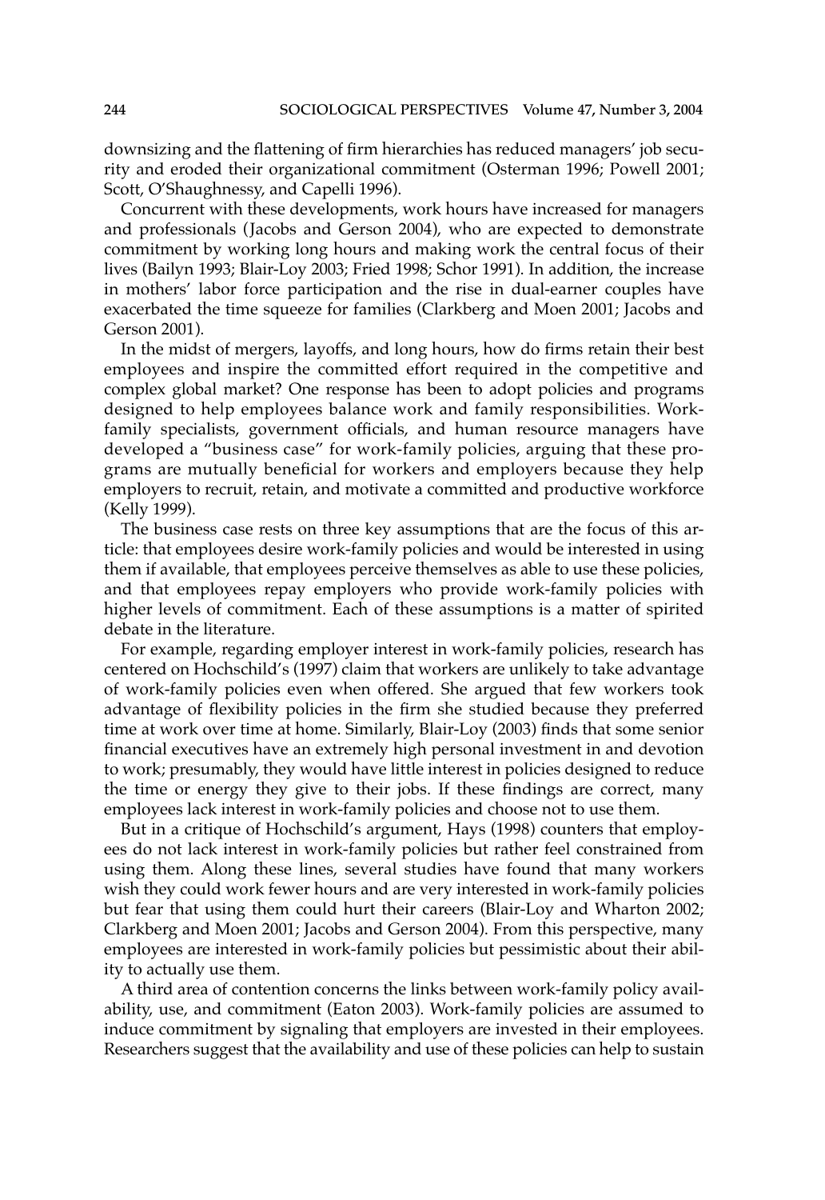downsizing and the flattening of firm hierarchies has reduced managers' job security and eroded their organizational commitment (Osterman 1996; Powell 2001; Scott, O'Shaughnessy, and Capelli 1996).

Concurrent with these developments, work hours have increased for managers and professionals (Jacobs and Gerson 2004), who are expected to demonstrate commitment by working long hours and making work the central focus of their lives (Bailyn 1993; Blair-Loy 2003; Fried 1998; Schor 1991). In addition, the increase in mothers' labor force participation and the rise in dual-earner couples have exacerbated the time squeeze for families (Clarkberg and Moen 2001; Jacobs and Gerson 2001).

In the midst of mergers, layoffs, and long hours, how do firms retain their best employees and inspire the committed effort required in the competitive and complex global market? One response has been to adopt policies and programs designed to help employees balance work and family responsibilities. Work-family specialists, government officials, and human resource managers have developed a "business case" for work-family policies, arguing that these programs are mutually beneficial for workers and employers because they help employers to recruit, retain, and motivate a committed and productive workforce (Kelly 1999).

The business case rests on three key assumptions that are the focus of this article: that employees desire work-family policies and would be interested in using them if available, that employees perceive themselves as able to use these policies, and that employees repay employers who provide work-family policies with higher levels of commitment. Each of these assumptions is a matter of spirited debate in the literature.

For example, regarding employer interest in work-family policies, research has centered on Hochschild's (1997) claim that workers are unlikely to take advantage of work-family policies even when offered. She argued that few workers took advantage of flexibility policies in the firm she studied because they preferred time at work over time at home. Similarly, Blair-Loy (2003) finds that some senior financial executives have an extremely high personal investment in and devotion to work; presumably, they would have little interest in policies designed to reduce the time or energy they give to their jobs. If these findings are correct, many employees lack interest in work-family policies and choose not to use them.

But in a critique of Hochschild's argument, Hays (1998) counters that employees do not lack interest in work-family policies but rather feel constrained from using them. Along these lines, several studies have found that many workers wish they could work fewer hours and are very interested in work-family policies but fear that using them could hurt their careers (Blair-Loy and Wharton 2002; Clarkberg and Moen 2001; Jacobs and Gerson 2004). From this perspective, many employees are interested in work-family policies but pessimistic about their ability to actually use them.

A third area of contention concerns the links between work-family policy availability, use, and commitment (Eaton 2003). Work-family policies are assumed to induce commitment by signaling that employers are invested in their employees. Researchers suggest that the availability and use of these policies can help to sustain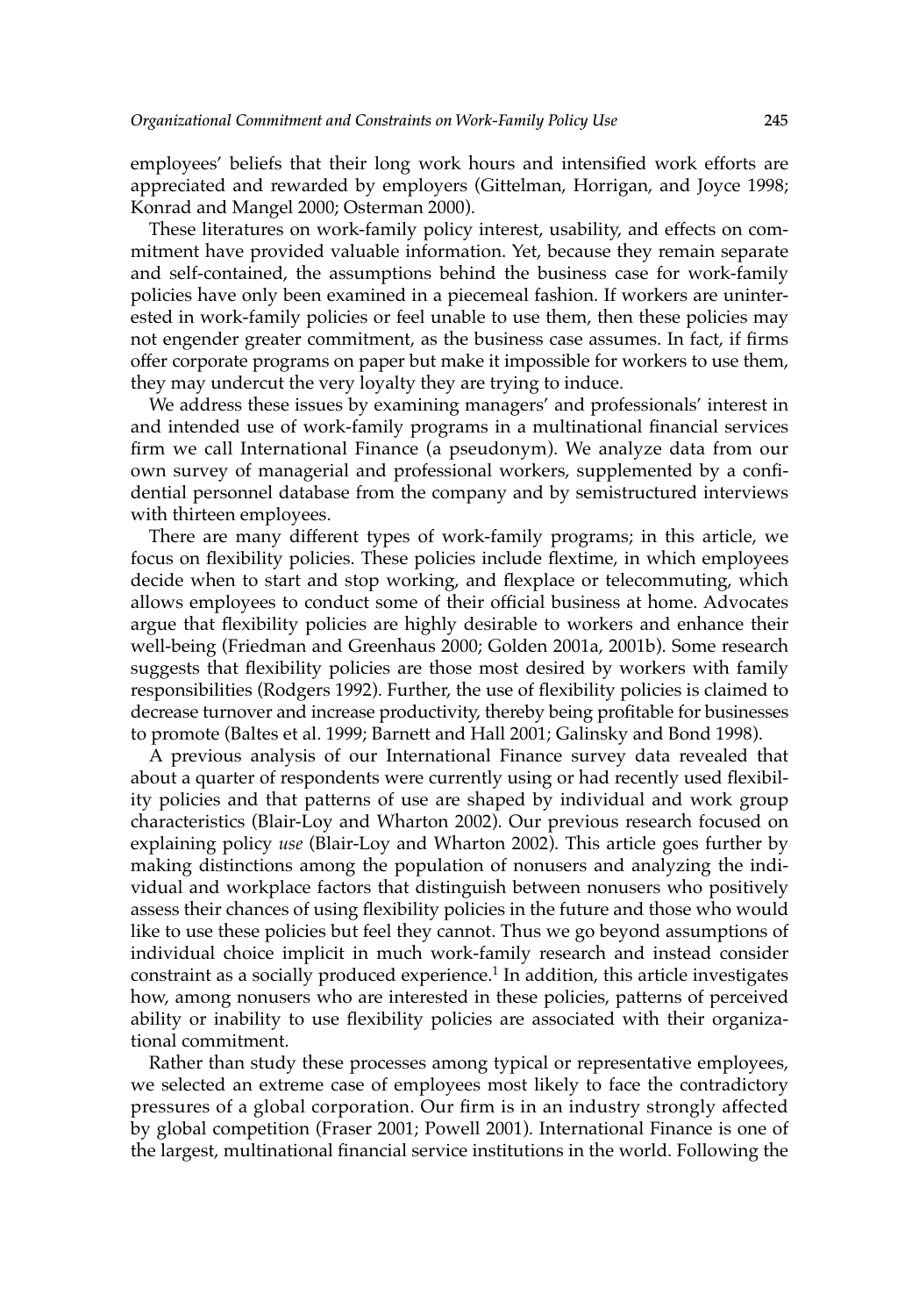employees' beliefs that their long work hours and intensified work efforts are appreciated and rewarded by employers (Gittelman, Horrigan, and Joyce 1998; Konrad and Mangel 2000; Osterman 2000).

These literatures on work-family policy interest, usability, and effects on commitment have provided valuable information. Yet, because they remain separate and self-contained, the assumptions behind the business case for work-family policies have only been examined in a piecemeal fashion. If workers are uninterested in work-family policies or feel unable to use them, then these policies may not engender greater commitment, as the business case assumes. In fact, if firms offer corporate programs on paper but make it impossible for workers to use them, they may undercut the very loyalty they are trying to induce.

We address these issues by examining managers' and professionals' interest in and intended use of work-family programs in a multinational financial services firm we call International Finance (a pseudonym). We analyze data from our own survey of managerial and professional workers, supplemented by a confidential personnel database from the company and by semistructured interviews with thirteen employees.

There are many different types of work-family programs; in this article, we focus on flexibility policies. These policies include flextime, in which employees decide when to start and stop working, and flexplace or telecommuting, which allows employees to conduct some of their official business at home. Advocates argue that flexibility policies are highly desirable to workers and enhance their well-being (Friedman and Greenhaus 2000; Golden 2001a, 2001b). Some research suggests that flexibility policies are those most desired by workers with family responsibilities (Rodgers 1992). Further, the use of flexibility policies is claimed to decrease turnover and increase productivity, thereby being profitable for businesses to promote (Baltes et al. 1999; Barnett and Hall 2001; Galinsky and Bond 1998).

A previous analysis of our International Finance survey data revealed that about a quarter of respondents were currently using or had recently used flexibility policies and that patterns of use are shaped by individual and work group characteristics (Blair-Loy and Wharton 2002). Our previous research focused on explaining policy *use* (Blair-Loy and Wharton 2002). This article goes further by making distinctions among the population of nonusers and analyzing the individual and workplace factors that distinguish between nonusers who positively assess their chances of using flexibility policies in the future and those who would like to use these policies but feel they cannot. Thus we go beyond assumptions of individual choice implicit in much work-family research and instead consider constraint as a socially produced experience.[1] In addition, this article investigates how, among nonusers who are interested in these policies, patterns of perceived ability or inability to use flexibility policies are associated with their organizational commitment.

Rather than study these processes among typical or representative employees, we selected an extreme case of employees most likely to face the contradictory pressures of a global corporation. Our firm is in an industry strongly affected by global competition (Fraser 2001; Powell 2001). International Finance is one of the largest, multinational financial service institutions in the world. Following the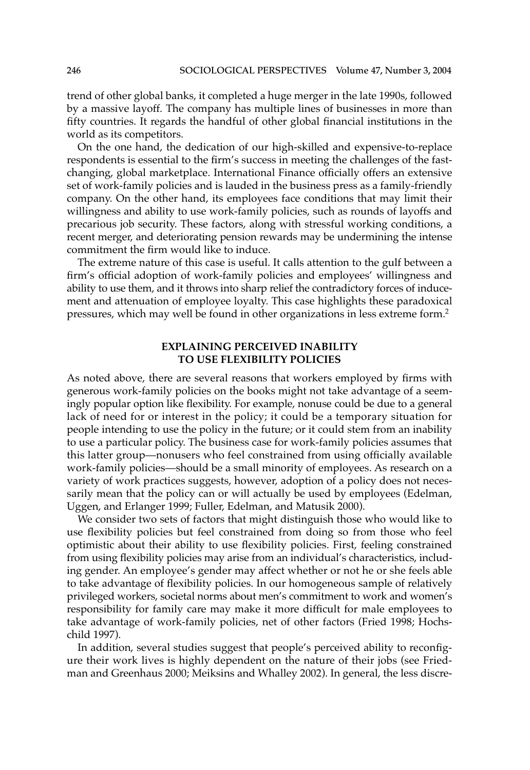trend of other global banks, it completed a huge merger in the late 1990s, followed by a massive layoff. The company has multiple lines of businesses in more than fifty countries. It regards the handful of other global financial institutions in the world as its competitors.

On the one hand, the dedication of our high-skilled and expensive-to-replace respondents is essential to the firm's success in meeting the challenges of the fast-changing, global marketplace. International Finance officially offers an extensive set of work-family policies and is lauded in the business press as a family-friendly company. On the other hand, its employees face conditions that may limit their willingness and ability to use work-family policies, such as rounds of layoffs and precarious job security. These factors, along with stressful working conditions, a recent merger, and deteriorating pension rewards may be undermining the intense commitment the firm would like to induce.

The extreme nature of this case is useful. It calls attention to the gulf between a firm's official adoption of work-family policies and employees' willingness and ability to use them, and it throws into sharp relief the contradictory forces of inducement and attenuation of employee loyalty. This case highlights these paradoxical pressures, which may well be found in other organizations in less extreme form.[2]

## EXPLAINING PERCEIVED INABILITY TO USE FLEXIBILITY POLICIES

As noted above, there are several reasons that workers employed by firms with generous work-family policies on the books might not take advantage of a seemingly popular option like flexibility. For example, nonuse could be due to a general lack of need for or interest in the policy; it could be a temporary situation for people intending to use the policy in the future; or it could stem from an inability to use a particular policy. The business case for work-family policies assumes that this latter group—nonusers who feel constrained from using officially available work-family policies—should be a small minority of employees. As research on a variety of work practices suggests, however, adoption of a policy does not necessarily mean that the policy can or will actually be used by employees (Edelman, Uggen, and Erlanger 1999; Fuller, Edelman, and Matusik 2000).

We consider two sets of factors that might distinguish those who would like to use flexibility policies but feel constrained from doing so from those who feel optimistic about their ability to use flexibility policies. First, feeling constrained from using flexibility policies may arise from an individual's characteristics, including gender. An employee's gender may affect whether or not he or she feels able to take advantage of flexibility policies. In our homogeneous sample of relatively privileged workers, societal norms about men's commitment to work and women's responsibility for family care may make it more difficult for male employees to take advantage of work-family policies, net of other factors (Fried 1998; Hochschild 1997).

In addition, several studies suggest that people's perceived ability to reconfigure their work lives is highly dependent on the nature of their jobs (see Friedman and Greenhaus 2000; Meiksins and Whalley 2002). In general, the less discre-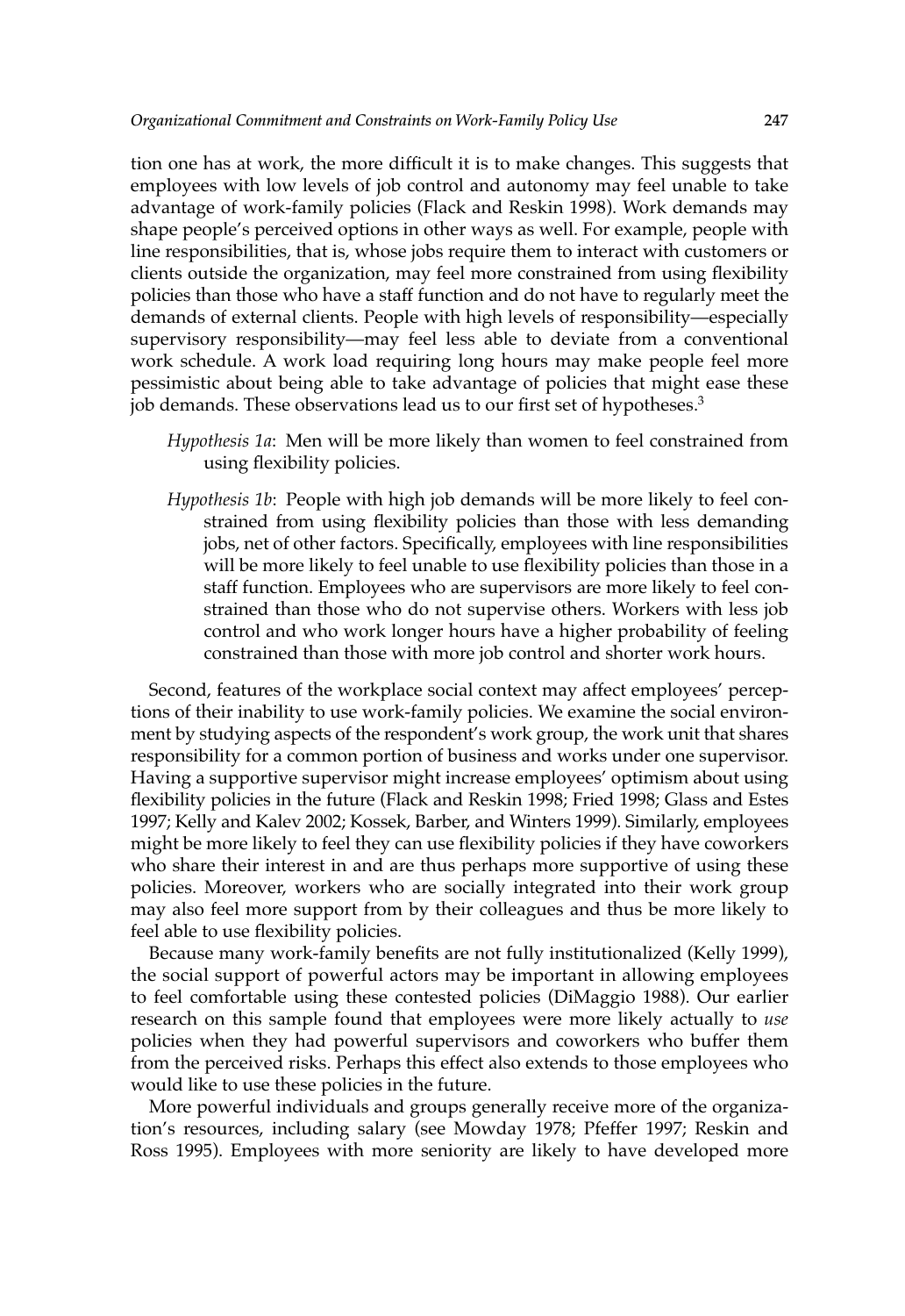tion one has at work, the more difficult it is to make changes. This suggests that employees with low levels of job control and autonomy may feel unable to take advantage of work-family policies (Flack and Reskin 1998). Work demands may shape people's perceived options in other ways as well. For example, people with line responsibilities, that is, whose jobs require them to interact with customers or clients outside the organization, may feel more constrained from using flexibility policies than those who have a staff function and do not have to regularly meet the demands of external clients. People with high levels of responsibility—especially supervisory responsibility—may feel less able to deviate from a conventional work schedule. A work load requiring long hours may make people feel more pessimistic about being able to take advantage of policies that might ease these job demands. These observations lead us to our first set of hypotheses.[3]

> *Hypothesis 1a*: Men will be more likely than women to feel constrained from using flexibility policies.
>
> *Hypothesis 1b*: People with high job demands will be more likely to feel constrained from using flexibility policies than those with less demanding jobs, net of other factors. Specifically, employees with line responsibilities will be more likely to feel unable to use flexibility policies than those in a staff function. Employees who are supervisors are more likely to feel constrained than those who do not supervise others. Workers with less job control and who work longer hours have a higher probability of feeling constrained than those with more job control and shorter work hours.

Second, features of the workplace social context may affect employees' perceptions of their inability to use work-family policies. We examine the social environment by studying aspects of the respondent's work group, the work unit that shares responsibility for a common portion of business and works under one supervisor. Having a supportive supervisor might increase employees' optimism about using flexibility policies in the future (Flack and Reskin 1998; Fried 1998; Glass and Estes 1997; Kelly and Kalev 2002; Kossek, Barber, and Winters 1999). Similarly, employees might be more likely to feel they can use flexibility policies if they have coworkers who share their interest in and are thus perhaps more supportive of using these policies. Moreover, workers who are socially integrated into their work group may also feel more support from by their colleagues and thus be more likely to feel able to use flexibility policies.

Because many work-family benefits are not fully institutionalized (Kelly 1999), the social support of powerful actors may be important in allowing employees to feel comfortable using these contested policies (DiMaggio 1988). Our earlier research on this sample found that employees were more likely actually to *use* policies when they had powerful supervisors and coworkers who buffer them from the perceived risks. Perhaps this effect also extends to those employees who would like to use these policies in the future.

More powerful individuals and groups generally receive more of the organization's resources, including salary (see Mowday 1978; Pfeffer 1997; Reskin and Ross 1995). Employees with more seniority are likely to have developed more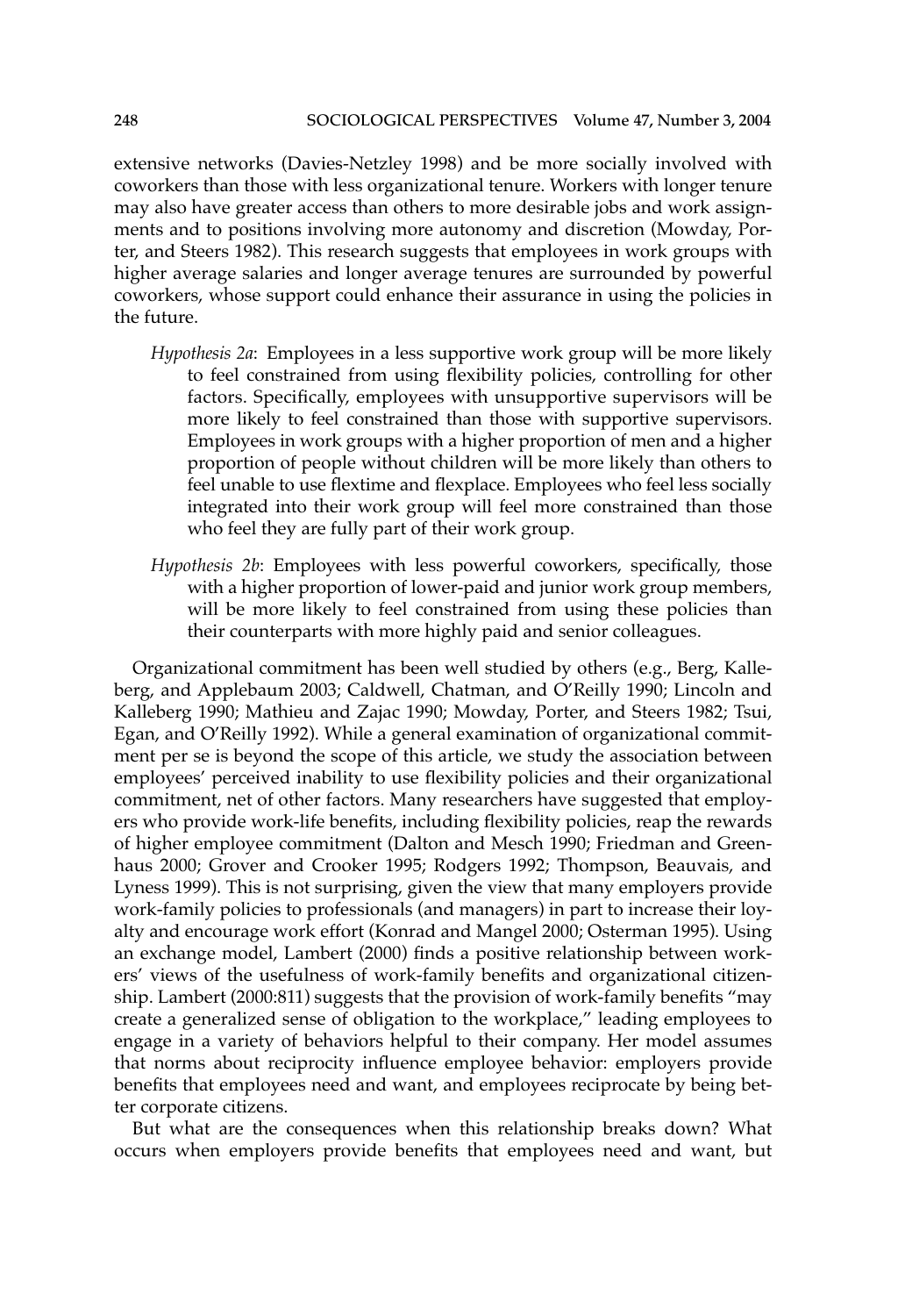extensive networks (Davies-Netzley 1998) and be more socially involved with coworkers than those with less organizational tenure. Workers with longer tenure may also have greater access than others to more desirable jobs and work assignments and to positions involving more autonomy and discretion (Mowday, Porter, and Steers 1982). This research suggests that employees in work groups with higher average salaries and longer average tenures are surrounded by powerful coworkers, whose support could enhance their assurance in using the policies in the future.

> *Hypothesis 2a*: Employees in a less supportive work group will be more likely to feel constrained from using flexibility policies, controlling for other factors. Specifically, employees with unsupportive supervisors will be more likely to feel constrained than those with supportive supervisors. Employees in work groups with a higher proportion of men and a higher proportion of people without children will be more likely than others to feel unable to use flextime and flexplace. Employees who feel less socially integrated into their work group will feel more constrained than those who feel they are fully part of their work group.

> *Hypothesis 2b*: Employees with less powerful coworkers, specifically, those with a higher proportion of lower-paid and junior work group members, will be more likely to feel constrained from using these policies than their counterparts with more highly paid and senior colleagues.

Organizational commitment has been well studied by others (e.g., Berg, Kalleberg, and Applebaum 2003; Caldwell, Chatman, and O'Reilly 1990; Lincoln and Kalleberg 1990; Mathieu and Zajac 1990; Mowday, Porter, and Steers 1982; Tsui, Egan, and O'Reilly 1992). While a general examination of organizational commitment per se is beyond the scope of this article, we study the association between employees' perceived inability to use flexibility policies and their organizational commitment, net of other factors. Many researchers have suggested that employers who provide work-life benefits, including flexibility policies, reap the rewards of higher employee commitment (Dalton and Mesch 1990; Friedman and Greenhaus 2000; Grover and Crooker 1995; Rodgers 1992; Thompson, Beauvais, and Lyness 1999). This is not surprising, given the view that many employers provide work-family policies to professionals (and managers) in part to increase their loyalty and encourage work effort (Konrad and Mangel 2000; Osterman 1995). Using an exchange model, Lambert (2000) finds a positive relationship between workers' views of the usefulness of work-family benefits and organizational citizenship. Lambert (2000:811) suggests that the provision of work-family benefits "may create a generalized sense of obligation to the workplace," leading employees to engage in a variety of behaviors helpful to their company. Her model assumes that norms about reciprocity influence employee behavior: employers provide benefits that employees need and want, and employees reciprocate by being better corporate citizens.

But what are the consequences when this relationship breaks down? What occurs when employers provide benefits that employees need and want, but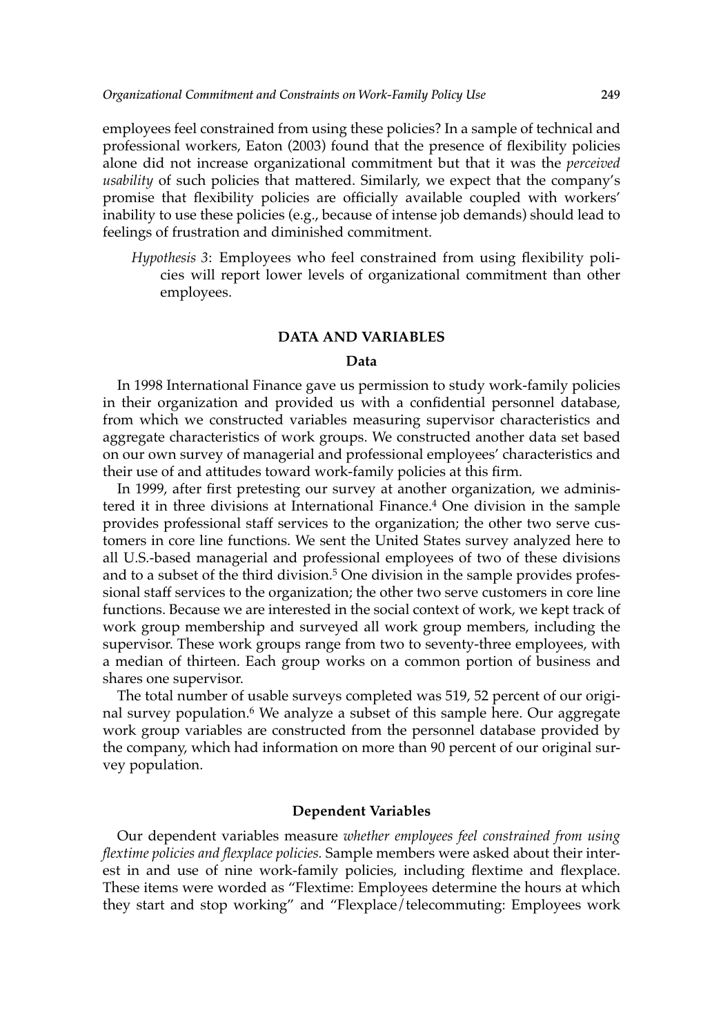employees feel constrained from using these policies? In a sample of technical and professional workers, Eaton (2003) found that the presence of flexibility policies alone did not increase organizational commitment but that it was the *perceived usability* of such policies that mattered. Similarly, we expect that the company's promise that flexibility policies are officially available coupled with workers' inability to use these policies (e.g., because of intense job demands) should lead to feelings of frustration and diminished commitment.

> *Hypothesis 3*: Employees who feel constrained from using flexibility policies will report lower levels of organizational commitment than other employees.

## DATA AND VARIABLES

### Data

In 1998 International Finance gave us permission to study work-family policies in their organization and provided us with a confidential personnel database, from which we constructed variables measuring supervisor characteristics and aggregate characteristics of work groups. We constructed another data set based on our own survey of managerial and professional employees' characteristics and their use of and attitudes toward work-family policies at this firm.

In 1999, after first pretesting our survey at another organization, we administered it in three divisions at International Finance.[4] One division in the sample provides professional staff services to the organization; the other two serve customers in core line functions. We sent the United States survey analyzed here to all U.S.-based managerial and professional employees of two of these divisions and to a subset of the third division.[5] One division in the sample provides professional staff services to the organization; the other two serve customers in core line functions. Because we are interested in the social context of work, we kept track of work group membership and surveyed all work group members, including the supervisor. These work groups range from two to seventy-three employees, with a median of thirteen. Each group works on a common portion of business and shares one supervisor.

The total number of usable surveys completed was 519, 52 percent of our original survey population.[6] We analyze a subset of this sample here. Our aggregate work group variables are constructed from the personnel database provided by the company, which had information on more than 90 percent of our original survey population.

### Dependent Variables

Our dependent variables measure *whether employees feel constrained from using flextime policies and flexplace policies.* Sample members were asked about their interest in and use of nine work-family policies, including flextime and flexplace. These items were worded as "Flextime: Employees determine the hours at which they start and stop working" and "Flexplace/telecommuting: Employees work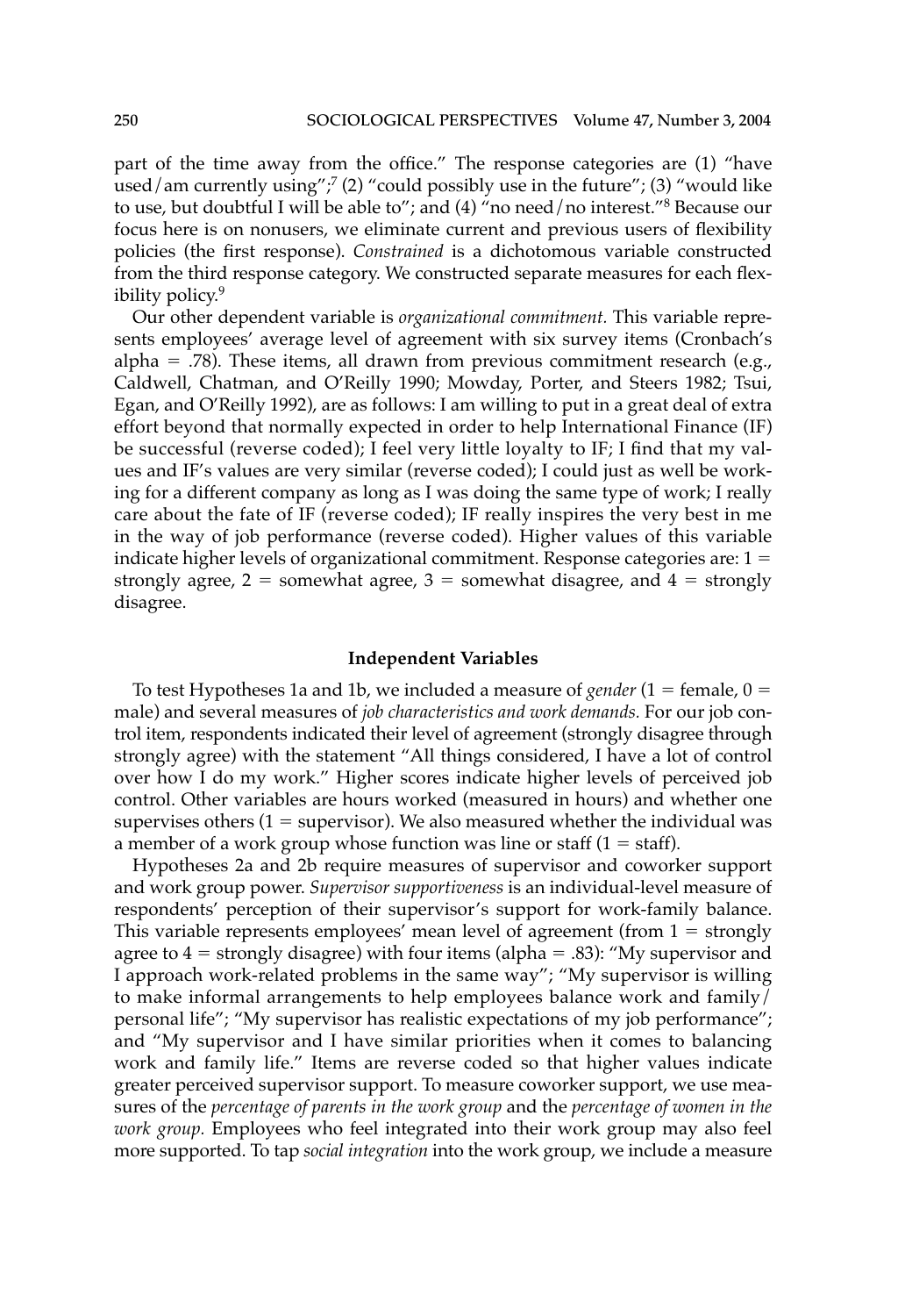part of the time away from the office." The response categories are (1) "have used/am currently using";[7] (2) "could possibly use in the future"; (3) "would like to use, but doubtful I will be able to"; and (4) "no need/no interest."[8] Because our focus here is on nonusers, we eliminate current and previous users of flexibility policies (the first response). *Constrained* is a dichotomous variable constructed from the third response category. We constructed separate measures for each flexibility policy.[9]

Our other dependent variable is *organizational commitment.* This variable represents employees' average level of agreement with six survey items (Cronbach's alpha = .78). These items, all drawn from previous commitment research (e.g., Caldwell, Chatman, and O'Reilly 1990; Mowday, Porter, and Steers 1982; Tsui, Egan, and O'Reilly 1992), are as follows: I am willing to put in a great deal of extra effort beyond that normally expected in order to help International Finance (IF) be successful (reverse coded); I feel very little loyalty to IF; I find that my values and IF's values are very similar (reverse coded); I could just as well be working for a different company as long as I was doing the same type of work; I really care about the fate of IF (reverse coded); IF really inspires the very best in me in the way of job performance (reverse coded). Higher values of this variable indicate higher levels of organizational commitment. Response categories are: 1 = strongly agree, 2 = somewhat agree, 3 = somewhat disagree, and 4 = strongly disagree.

### Independent Variables

To test Hypotheses 1a and 1b, we included a measure of *gender* (1 = female, 0 = male) and several measures of *job characteristics and work demands.* For our job control item, respondents indicated their level of agreement (strongly disagree through strongly agree) with the statement "All things considered, I have a lot of control over how I do my work." Higher scores indicate higher levels of perceived job control. Other variables are hours worked (measured in hours) and whether one supervises others (1 = supervisor). We also measured whether the individual was a member of a work group whose function was line or staff (1 = staff).

Hypotheses 2a and 2b require measures of supervisor and coworker support and work group power. *Supervisor supportiveness* is an individual-level measure of respondents' perception of their supervisor's support for work-family balance. This variable represents employees' mean level of agreement (from 1 = strongly agree to 4 = strongly disagree) with four items (alpha = .83): "My supervisor and I approach work-related problems in the same way"; "My supervisor is willing to make informal arrangements to help employees balance work and family/personal life"; "My supervisor has realistic expectations of my job performance"; and "My supervisor and I have similar priorities when it comes to balancing work and family life." Items are reverse coded so that higher values indicate greater perceived supervisor support. To measure coworker support, we use measures of the *percentage of parents in the work group* and the *percentage of women in the work group.* Employees who feel integrated into their work group may also feel more supported. To tap *social integration* into the work group, we include a measure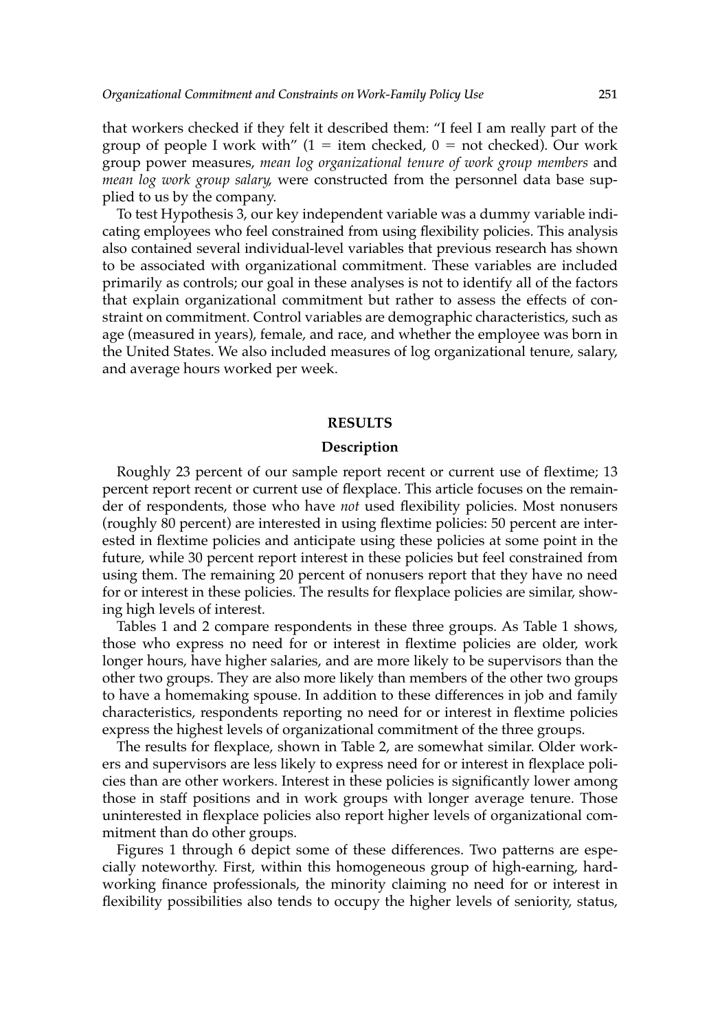that workers checked if they felt it described them: "I feel I am really part of the group of people I work with" (1 = item checked, 0 = not checked). Our work group power measures, *mean log organizational tenure of work group members* and *mean log work group salary*, were constructed from the personnel data base supplied to us by the company.

To test Hypothesis 3, our key independent variable was a dummy variable indicating employees who feel constrained from using flexibility policies. This analysis also contained several individual-level variables that previous research has shown to be associated with organizational commitment. These variables are included primarily as controls; our goal in these analyses is not to identify all of the factors that explain organizational commitment but rather to assess the effects of constraint on commitment. Control variables are demographic characteristics, such as age (measured in years), female, and race, and whether the employee was born in the United States. We also included measures of log organizational tenure, salary, and average hours worked per week.

## RESULTS

### Description

Roughly 23 percent of our sample report recent or current use of flextime; 13 percent report recent or current use of flexplace. This article focuses on the remainder of respondents, those who have *not* used flexibility policies. Most nonusers (roughly 80 percent) are interested in using flextime policies: 50 percent are interested in flextime policies and anticipate using these policies at some point in the future, while 30 percent report interest in these policies but feel constrained from using them. The remaining 20 percent of nonusers report that they have no need for or interest in these policies. The results for flexplace policies are similar, showing high levels of interest.

Tables 1 and 2 compare respondents in these three groups. As Table 1 shows, those who express no need for or interest in flextime policies are older, work longer hours, have higher salaries, and are more likely to be supervisors than the other two groups. They are also more likely than members of the other two groups to have a homemaking spouse. In addition to these differences in job and family characteristics, respondents reporting no need for or interest in flextime policies express the highest levels of organizational commitment of the three groups.

The results for flexplace, shown in Table 2, are somewhat similar. Older workers and supervisors are less likely to express need for or interest in flexplace policies than are other workers. Interest in these policies is significantly lower among those in staff positions and in work groups with longer average tenure. Those uninterested in flexplace policies also report higher levels of organizational commitment than do other groups.

Figures 1 through 6 depict some of these differences. Two patterns are especially noteworthy. First, within this homogeneous group of high-earning, hardworking finance professionals, the minority claiming no need for or interest in flexibility possibilities also tends to occupy the higher levels of seniority, status,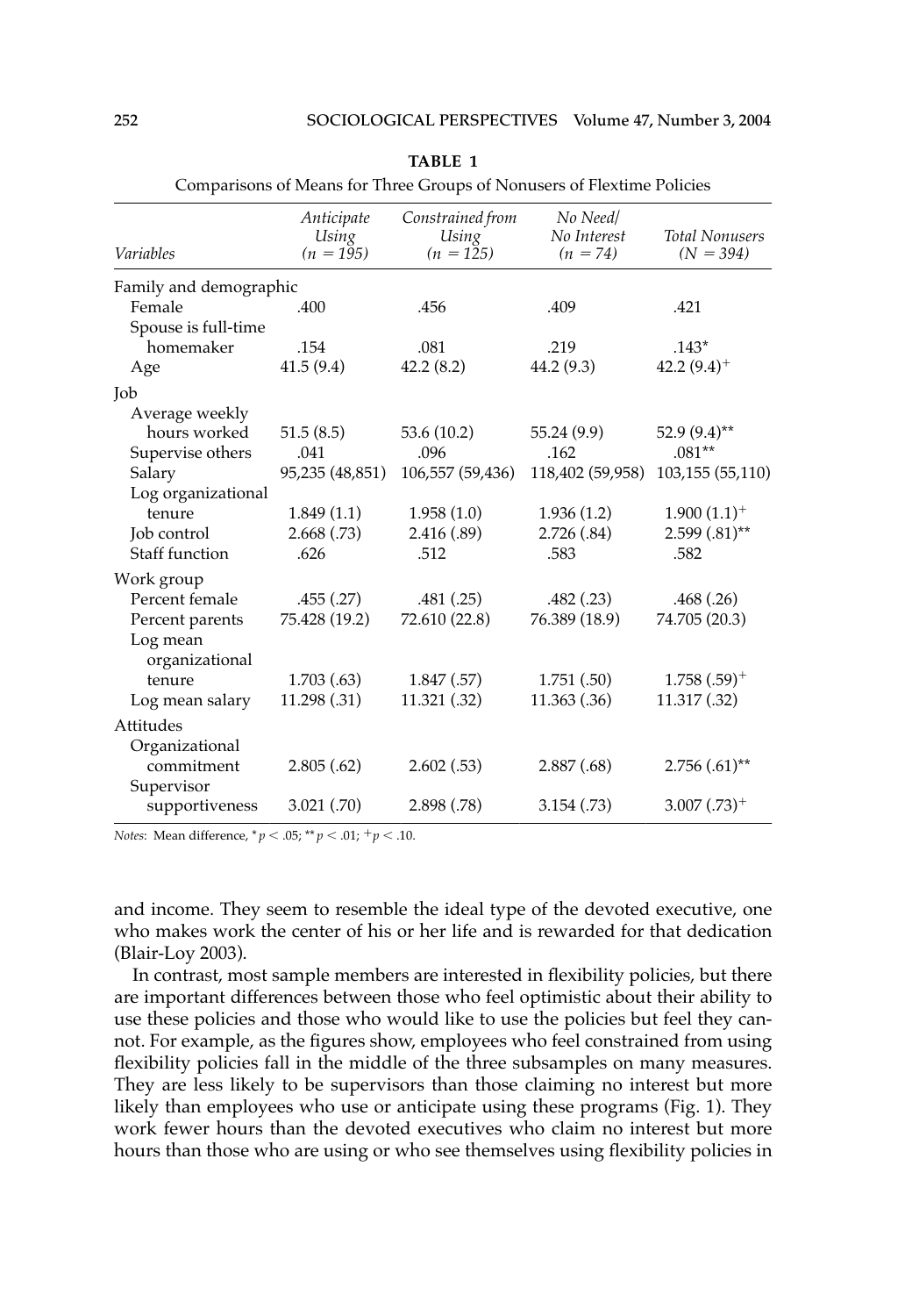**TABLE 1**

Comparisons of Means for Three Groups of Nonusers of Flextime Policies

| *Variables* | *Anticipate Using (n = 195)* | *Constrained from Using (n = 125)* | *No Need/ No Interest (n = 74)* | *Total Nonusers (N = 394)* |
|---|---|---|---|---|
| Family and demographic | | | | |
| Female | .400 | .456 | .409 | .421 |
| Spouse is full-time homemaker | .154 | .081 | .219 | .143* |
| Age | 41.5 (9.4) | 42.2 (8.2) | 44.2 (9.3) | 42.2 (9.4)+ |
| Job | | | | |
| Average weekly hours worked | 51.5 (8.5) | 53.6 (10.2) | 55.24 (9.9) | 52.9 (9.4)** |
| Supervise others | .041 | .096 | .162 | .081** |
| Salary | 95,235 (48,851) | 106,557 (59,436) | 118,402 (59,958) | 103,155 (55,110) |
| Log organizational tenure | 1.849 (1.1) | 1.958 (1.0) | 1.936 (1.2) | 1.900 (1.1)+ |
| Job control | 2.668 (.73) | 2.416 (.89) | 2.726 (.84) | 2.599 (.81)** |
| Staff function | .626 | .512 | .583 | .582 |
| Work group | | | | |
| Percent female | .455 (.27) | .481 (.25) | .482 (.23) | .468 (.26) |
| Percent parents | 75.428 (19.2) | 72.610 (22.8) | 76.389 (18.9) | 74.705 (20.3) |
| Log mean organizational tenure | 1.703 (.63) | 1.847 (.57) | 1.751 (.50) | 1.758 (.59)+ |
| Log mean salary | 11.298 (.31) | 11.321 (.32) | 11.363 (.36) | 11.317 (.32) |
| Attitudes | | | | |
| Organizational commitment | 2.805 (.62) | 2.602 (.53) | 2.887 (.68) | 2.756 (.61)** |
| Supervisor supportiveness | 3.021 (.70) | 2.898 (.78) | 3.154 (.73) | 3.007 (.73)+ |

*Notes*: Mean difference, * $p < .05$; ** $p < .01$; + $p < .10$.

and income. They seem to resemble the ideal type of the devoted executive, one who makes work the center of his or her life and is rewarded for that dedication (Blair-Loy 2003).

In contrast, most sample members are interested in flexibility policies, but there are important differences between those who feel optimistic about their ability to use these policies and those who would like to use the policies but feel they cannot. For example, as the figures show, employees who feel constrained from using flexibility policies fall in the middle of the three subsamples on many measures. They are less likely to be supervisors than those claiming no interest but more likely than employees who use or anticipate using these programs (Fig. 1). They work fewer hours than the devoted executives who claim no interest but more hours than those who are using or who see themselves using flexibility policies in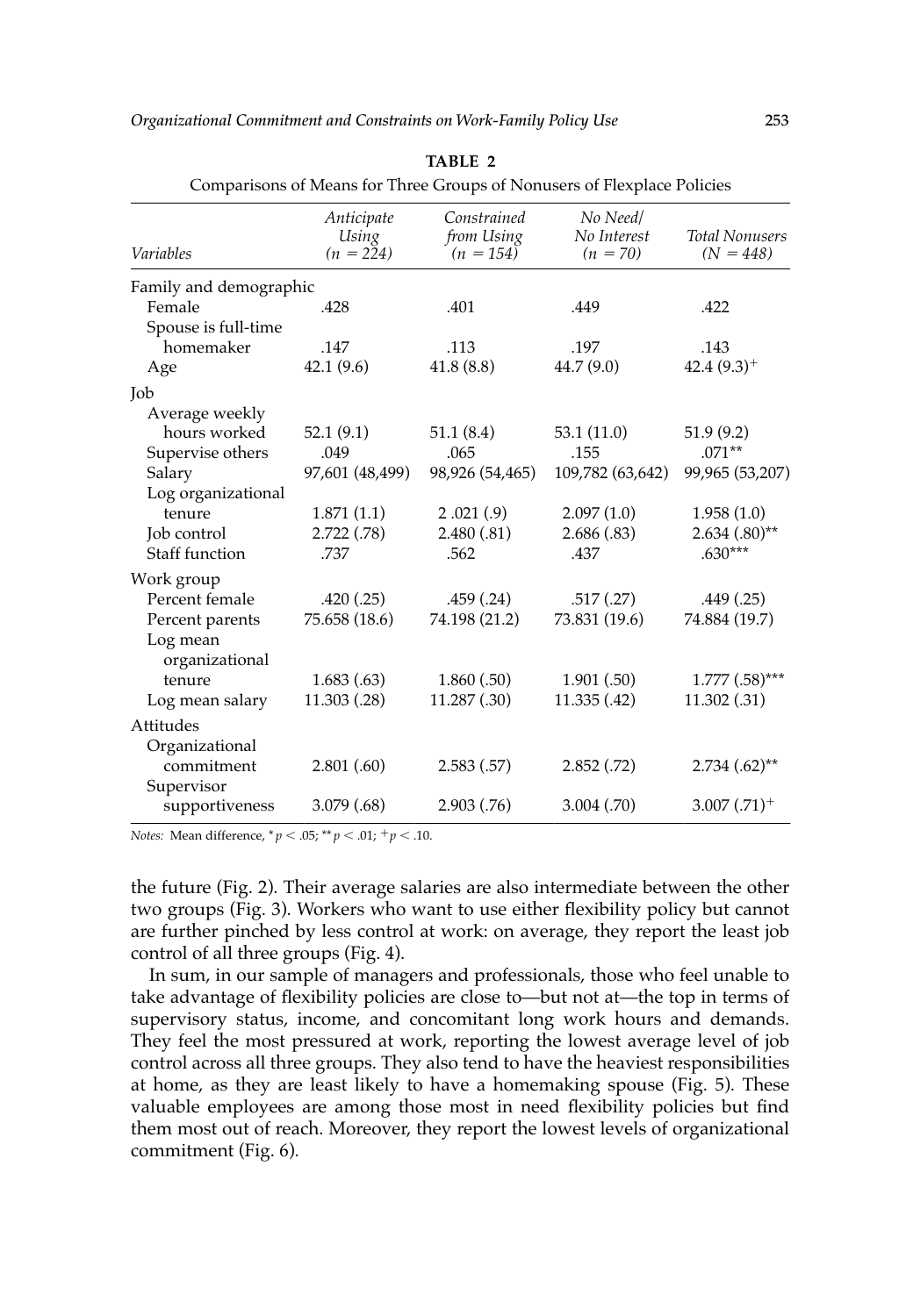**TABLE 2**

Comparisons of Means for Three Groups of Nonusers of Flexplace Policies

| *Variables* | *Anticipate Using (n = 224)* | *Constrained from Using (n = 154)* | *No Need/ No Interest (n = 70)* | *Total Nonusers (N = 448)* |
|---|---|---|---|---|
| Family and demographic | | | | |
| Female | .428 | .401 | .449 | .422 |
| Spouse is full-time homemaker | .147 | .113 | .197 | .143 |
| Age | 42.1 (9.6) | 41.8 (8.8) | 44.7 (9.0) | 42.4 (9.3)$^{+}$ |
| Job | | | | |
| Average weekly hours worked | 52.1 (9.1) | 51.1 (8.4) | 53.1 (11.0) | 51.9 (9.2) |
| Supervise others | .049 | .065 | .155 | .071$^{**}$ |
| Salary | 97,601 (48,499) | 98,926 (54,465) | 109,782 (63,642) | 99,965 (53,207) |
| Log organizational tenure | 1.871 (1.1) | 2 .021 (.9) | 2.097 (1.0) | 1.958 (1.0) |
| Job control | 2.722 (.78) | 2.480 (.81) | 2.686 (.83) | 2.634 (.80)$^{**}$ |
| Staff function | .737 | .562 | .437 | .630$^{***}$ |
| Work group | | | | |
| Percent female | .420 (.25) | .459 (.24) | .517 (.27) | .449 (.25) |
| Percent parents | 75.658 (18.6) | 74.198 (21.2) | 73.831 (19.6) | 74.884 (19.7) |
| Log mean organizational tenure | 1.683 (.63) | 1.860 (.50) | 1.901 (.50) | 1.777 (.58)$^{***}$ |
| Log mean salary | 11.303 (.28) | 11.287 (.30) | 11.335 (.42) | 11.302 (.31) |
| Attitudes | | | | |
| Organizational commitment | 2.801 (.60) | 2.583 (.57) | 2.852 (.72) | 2.734 (.62)$^{**}$ |
| Supervisor supportiveness | 3.079 (.68) | 2.903 (.76) | 3.004 (.70) | 3.007 (.71)$^{+}$ |

*Notes:* Mean difference, $^{*}p < .05$; $^{**}p < .01$; $^{+}p < .10$.

the future (Fig. 2). Their average salaries are also intermediate between the other two groups (Fig. 3). Workers who want to use either flexibility policy but cannot are further pinched by less control at work: on average, they report the least job control of all three groups (Fig. 4).

In sum, in our sample of managers and professionals, those who feel unable to take advantage of flexibility policies are close to—but not at—the top in terms of supervisory status, income, and concomitant long work hours and demands. They feel the most pressured at work, reporting the lowest average level of job control across all three groups. They also tend to have the heaviest responsibilities at home, as they are least likely to have a homemaking spouse (Fig. 5). These valuable employees are among those most in need flexibility policies but find them most out of reach. Moreover, they report the lowest levels of organizational commitment (Fig. 6).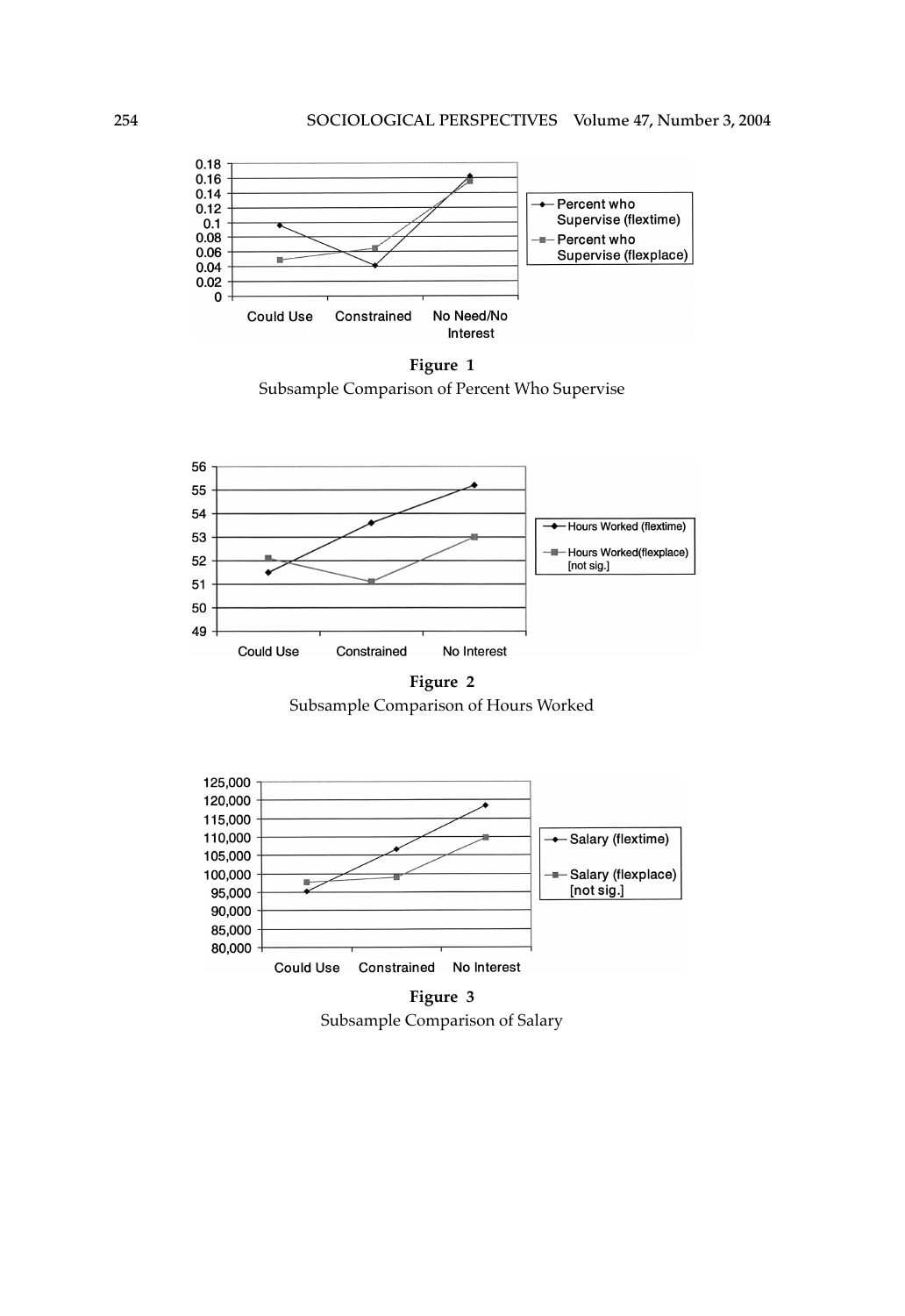**Figure 1**
Subsample Comparison of Percent Who Supervise

**Figure 2**
Subsample Comparison of Hours Worked

**Figure 3**
Subsample Comparison of Salary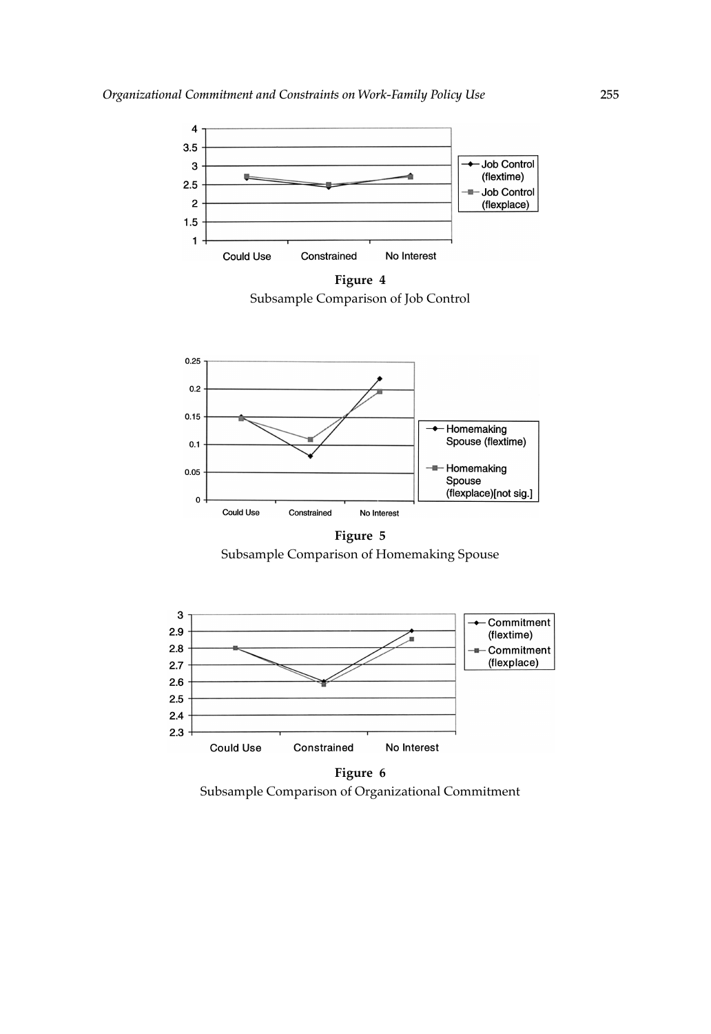**Figure 4**
Subsample Comparison of Job Control

**Figure 5**
Subsample Comparison of Homemaking Spouse

**Figure 6**
Subsample Comparison of Organizational Commitment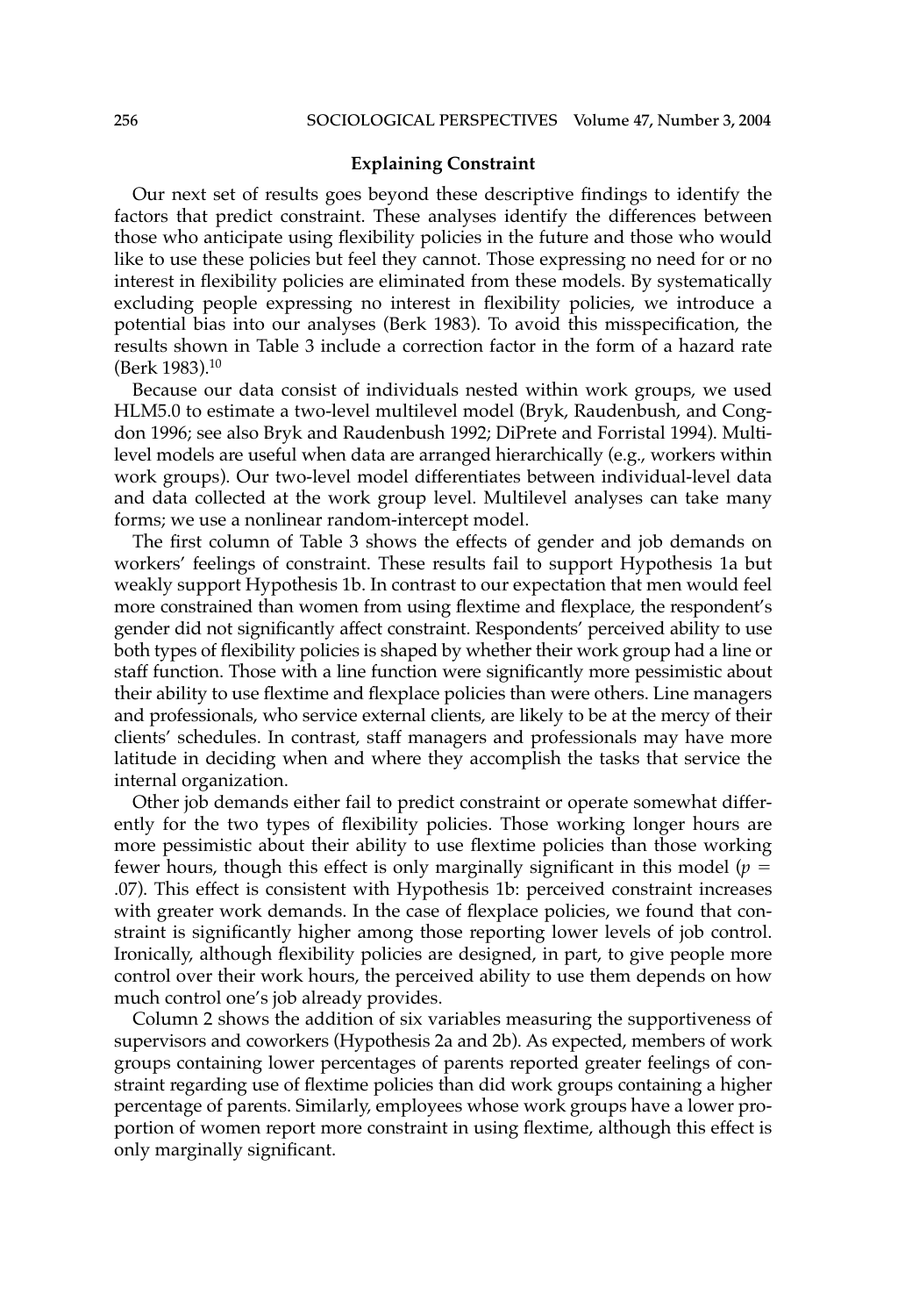### Explaining Constraint

Our next set of results goes beyond these descriptive findings to identify the factors that predict constraint. These analyses identify the differences between those who anticipate using flexibility policies in the future and those who would like to use these policies but feel they cannot. Those expressing no need for or no interest in flexibility policies are eliminated from these models. By systematically excluding people expressing no interest in flexibility policies, we introduce a potential bias into our analyses (Berk 1983). To avoid this misspecification, the results shown in Table 3 include a correction factor in the form of a hazard rate (Berk 1983).[10]

Because our data consist of individuals nested within work groups, we used HLM5.0 to estimate a two-level multilevel model (Bryk, Raudenbush, and Congdon 1996; see also Bryk and Raudenbush 1992; DiPrete and Forristal 1994). Multilevel models are useful when data are arranged hierarchically (e.g., workers within work groups). Our two-level model differentiates between individual-level data and data collected at the work group level. Multilevel analyses can take many forms; we use a nonlinear random-intercept model.

The first column of Table 3 shows the effects of gender and job demands on workers' feelings of constraint. These results fail to support Hypothesis 1a but weakly support Hypothesis 1b. In contrast to our expectation that men would feel more constrained than women from using flextime and flexplace, the respondent's gender did not significantly affect constraint. Respondents' perceived ability to use both types of flexibility policies is shaped by whether their work group had a line or staff function. Those with a line function were significantly more pessimistic about their ability to use flextime and flexplace policies than were others. Line managers and professionals, who service external clients, are likely to be at the mercy of their clients' schedules. In contrast, staff managers and professionals may have more latitude in deciding when and where they accomplish the tasks that service the internal organization.

Other job demands either fail to predict constraint or operate somewhat differently for the two types of flexibility policies. Those working longer hours are more pessimistic about their ability to use flextime policies than those working fewer hours, though this effect is only marginally significant in this model ($p = .07$). This effect is consistent with Hypothesis 1b: perceived constraint increases with greater work demands. In the case of flexplace policies, we found that constraint is significantly higher among those reporting lower levels of job control. Ironically, although flexibility policies are designed, in part, to give people more control over their work hours, the perceived ability to use them depends on how much control one's job already provides.

Column 2 shows the addition of six variables measuring the supportiveness of supervisors and coworkers (Hypothesis 2a and 2b). As expected, members of work groups containing lower percentages of parents reported greater feelings of constraint regarding use of flextime policies than did work groups containing a higher percentage of parents. Similarly, employees whose work groups have a lower proportion of women report more constraint in using flextime, although this effect is only marginally significant.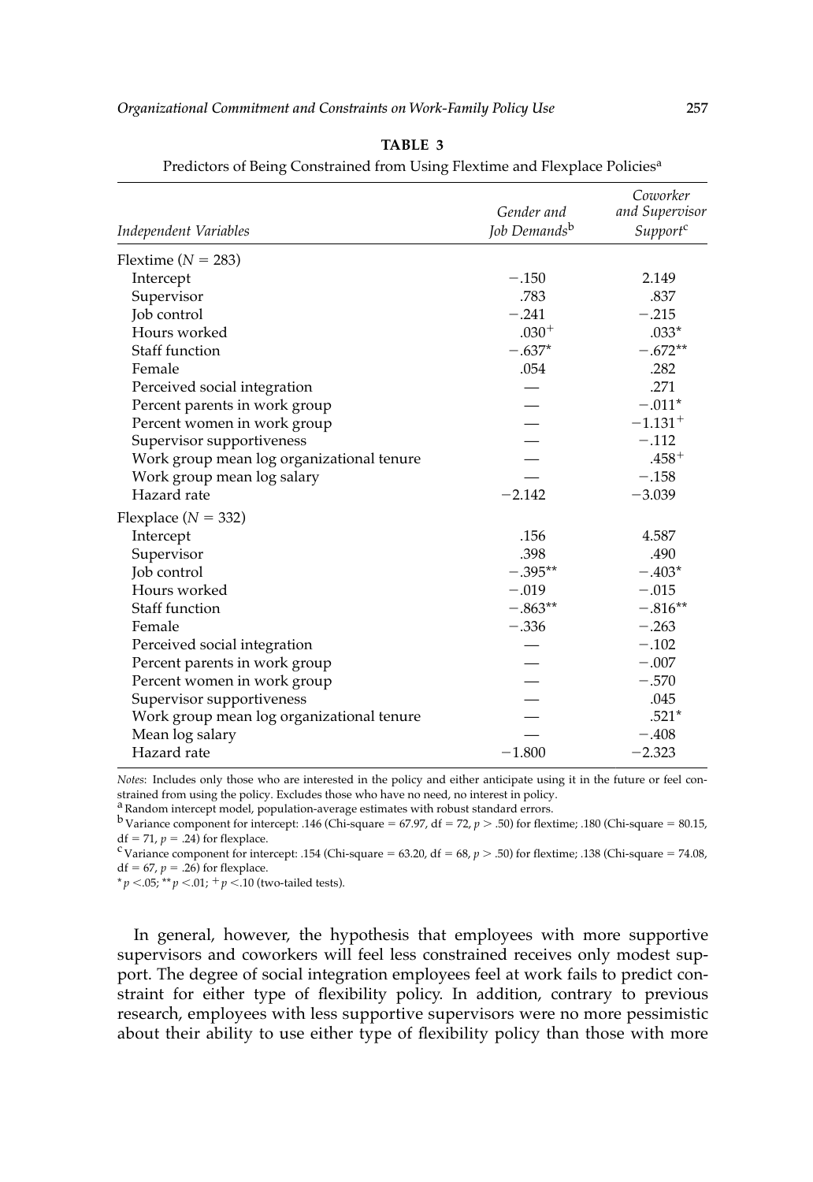**TABLE 3**

Predictors of Being Constrained from Using Flextime and Flexplace Policies[a]

| *Independent Variables* | *Gender and Job Demands*[b] | *Coworker and Supervisor Support*[c] |
|---|---|---|
| Flextime ($N = 283$) | | |
| Intercept | −.150 | 2.149 |
| Supervisor | .783 | .837 |
| Job control | −.241 | −.215 |
| Hours worked | .030$^{+}$ | .033* |
| Staff function | −.637* | −.672** |
| Female | .054 | .282 |
| Perceived social integration | — | .271 |
| Percent parents in work group | — | −.011* |
| Percent women in work group | — | −1.131$^{+}$ |
| Supervisor supportiveness | — | −.112 |
| Work group mean log organizational tenure | — | .458$^{+}$ |
| Work group mean log salary | — | −.158 |
| Hazard rate | −2.142 | −3.039 |
| Flexplace ($N = 332$) | | |
| Intercept | .156 | 4.587 |
| Supervisor | .398 | .490 |
| Job control | −.395** | −.403* |
| Hours worked | −.019 | −.015 |
| Staff function | −.863** | −.816** |
| Female | −.336 | −.263 |
| Perceived social integration | — | −.102 |
| Percent parents in work group | — | −.007 |
| Percent women in work group | — | −.570 |
| Supervisor supportiveness | — | .045 |
| Work group mean log organizational tenure | — | .521* |
| Mean log salary | — | −.408 |
| Hazard rate | −1.800 | −2.323 |

*Notes*: Includes only those who are interested in the policy and either anticipate using it in the future or feel constrained from using the policy. Excludes those who have no need, no interest in policy.

[a] Random intercept model, population-average estimates with robust standard errors.

[b] Variance component for intercept: .146 (Chi-square = 67.97, df = 72, $p > .50$) for flextime; .180 (Chi-square = 80.15, df = 71, $p = .24$) for flexplace.

[c] Variance component for intercept: .154 (Chi-square = 63.20, df = 68, $p > .50$) for flextime; .138 (Chi-square = 74.08, df = 67, $p = .26$) for flexplace.

* $p < .05$; ** $p < .01$; $^{+}$ $p < .10$ (two-tailed tests).

In general, however, the hypothesis that employees with more supportive supervisors and coworkers will feel less constrained receives only modest support. The degree of social integration employees feel at work fails to predict constraint for either type of flexibility policy. In addition, contrary to previous research, employees with less supportive supervisors were no more pessimistic about their ability to use either type of flexibility policy than those with more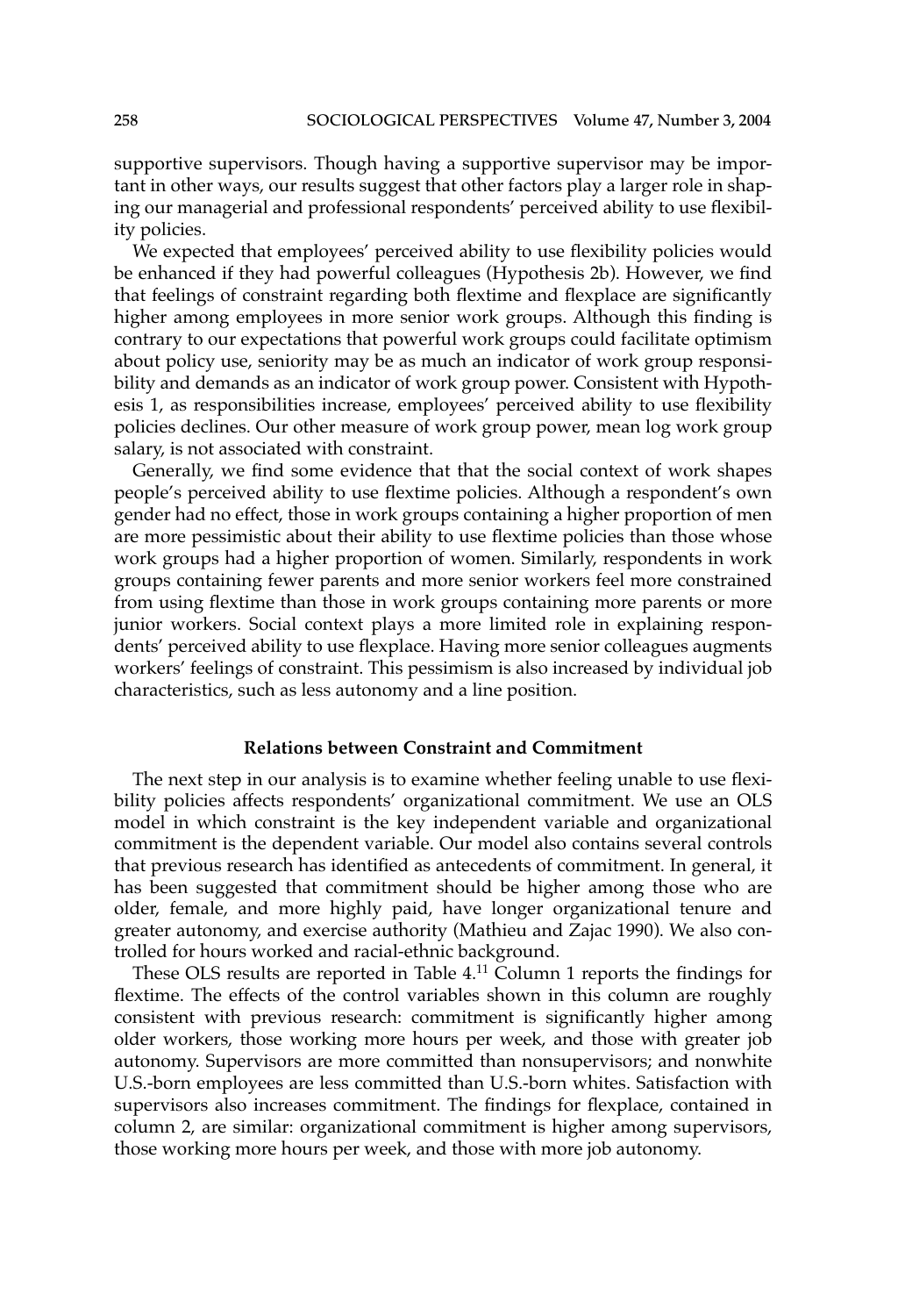supportive supervisors. Though having a supportive supervisor may be important in other ways, our results suggest that other factors play a larger role in shaping our managerial and professional respondents' perceived ability to use flexibility policies.

We expected that employees' perceived ability to use flexibility policies would be enhanced if they had powerful colleagues (Hypothesis 2b). However, we find that feelings of constraint regarding both flextime and flexplace are significantly higher among employees in more senior work groups. Although this finding is contrary to our expectations that powerful work groups could facilitate optimism about policy use, seniority may be as much an indicator of work group responsibility and demands as an indicator of work group power. Consistent with Hypothesis 1, as responsibilities increase, employees' perceived ability to use flexibility policies declines. Our other measure of work group power, mean log work group salary, is not associated with constraint.

Generally, we find some evidence that that the social context of work shapes people's perceived ability to use flextime policies. Although a respondent's own gender had no effect, those in work groups containing a higher proportion of men are more pessimistic about their ability to use flextime policies than those whose work groups had a higher proportion of women. Similarly, respondents in work groups containing fewer parents and more senior workers feel more constrained from using flextime than those in work groups containing more parents or more junior workers. Social context plays a more limited role in explaining respondents' perceived ability to use flexplace. Having more senior colleagues augments workers' feelings of constraint. This pessimism is also increased by individual job characteristics, such as less autonomy and a line position.

### Relations between Constraint and Commitment

The next step in our analysis is to examine whether feeling unable to use flexibility policies affects respondents' organizational commitment. We use an OLS model in which constraint is the key independent variable and organizational commitment is the dependent variable. Our model also contains several controls that previous research has identified as antecedents of commitment. In general, it has been suggested that commitment should be higher among those who are older, female, and more highly paid, have longer organizational tenure and greater autonomy, and exercise authority (Mathieu and Zajac 1990). We also controlled for hours worked and racial-ethnic background.

These OLS results are reported in Table 4.[11] Column 1 reports the findings for flextime. The effects of the control variables shown in this column are roughly consistent with previous research: commitment is significantly higher among older workers, those working more hours per week, and those with greater job autonomy. Supervisors are more committed than nonsupervisors; and nonwhite U.S.-born employees are less committed than U.S.-born whites. Satisfaction with supervisors also increases commitment. The findings for flexplace, contained in column 2, are similar: organizational commitment is higher among supervisors, those working more hours per week, and those with more job autonomy.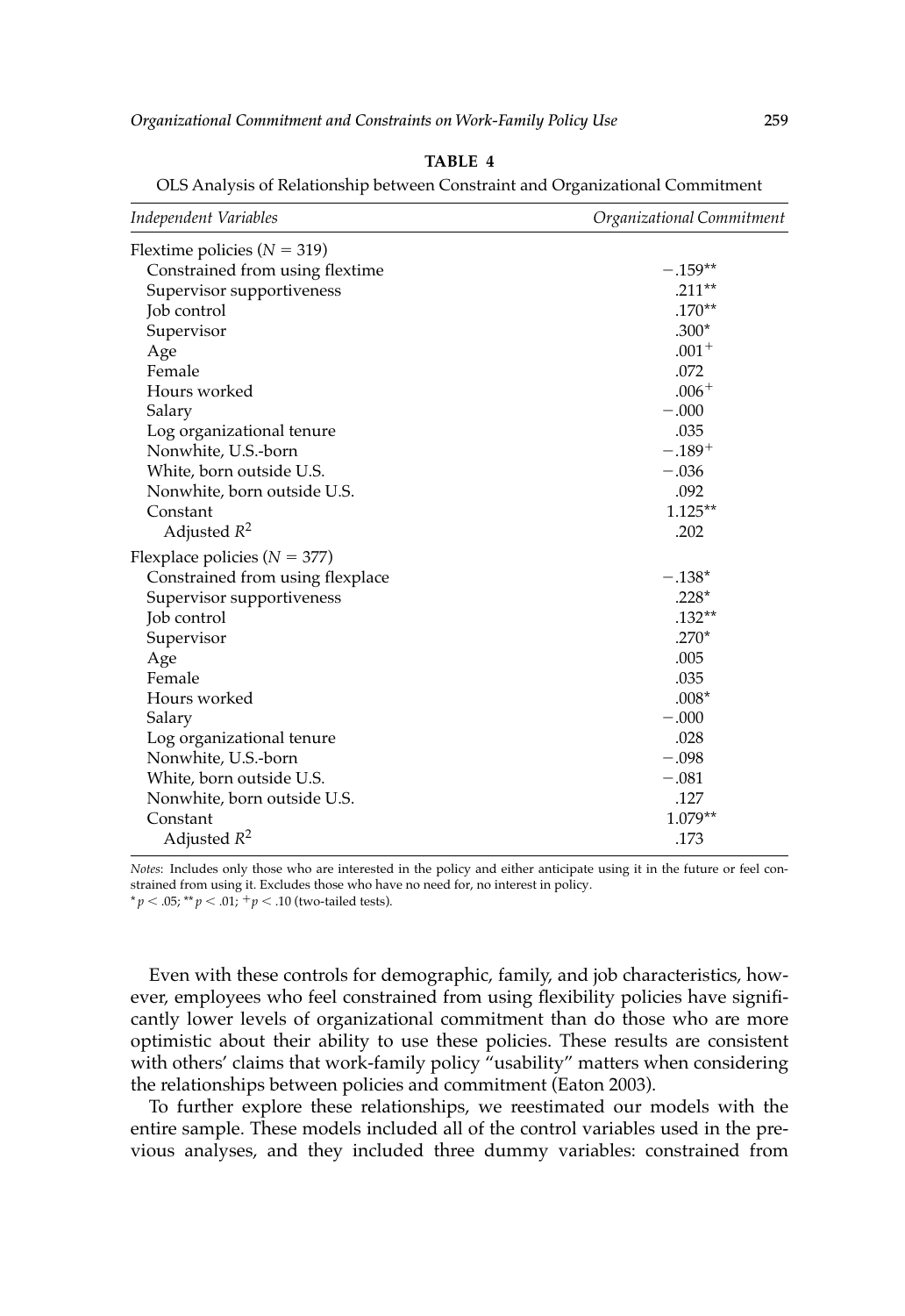**TABLE 4**

OLS Analysis of Relationship between Constraint and Organizational Commitment

| *Independent Variables* | *Organizational Commitment* |
|---|---|
| Flextime policies ($N = 319$) | |
| Constrained from using flextime | $-.159^{**}$ |
| Supervisor supportiveness | $.211^{**}$ |
| Job control | $.170^{**}$ |
| Supervisor | $.300^{*}$ |
| Age | $.001^{+}$ |
| Female | .072 |
| Hours worked | $.006^{+}$ |
| Salary | −.000 |
| Log organizational tenure | .035 |
| Nonwhite, U.S.-born | $-.189^{+}$ |
| White, born outside U.S. | −.036 |
| Nonwhite, born outside U.S. | .092 |
| Constant | $1.125^{**}$ |
| Adjusted $R^2$ | .202 |
| Flexplace policies ($N = 377$) | |
| Constrained from using flexplace | $-.138^{*}$ |
| Supervisor supportiveness | $.228^{*}$ |
| Job control | $.132^{**}$ |
| Supervisor | $.270^{*}$ |
| Age | .005 |
| Female | .035 |
| Hours worked | $.008^{*}$ |
| Salary | −.000 |
| Log organizational tenure | .028 |
| Nonwhite, U.S.-born | −.098 |
| White, born outside U.S. | −.081 |
| Nonwhite, born outside U.S. | .127 |
| Constant | $1.079^{**}$ |
| Adjusted $R^2$ | .173 |

*Notes*: Includes only those who are interested in the policy and either anticipate using it in the future or feel constrained from using it. Excludes those who have no need for, no interest in policy.
$^{*}p < .05$; $^{**}p < .01$; $^{+}p < .10$ (two-tailed tests).

Even with these controls for demographic, family, and job characteristics, however, employees who feel constrained from using flexibility policies have significantly lower levels of organizational commitment than do those who are more optimistic about their ability to use these policies. These results are consistent with others' claims that work-family policy "usability" matters when considering the relationships between policies and commitment (Eaton 2003).

To further explore these relationships, we reestimated our models with the entire sample. These models included all of the control variables used in the previous analyses, and they included three dummy variables: constrained from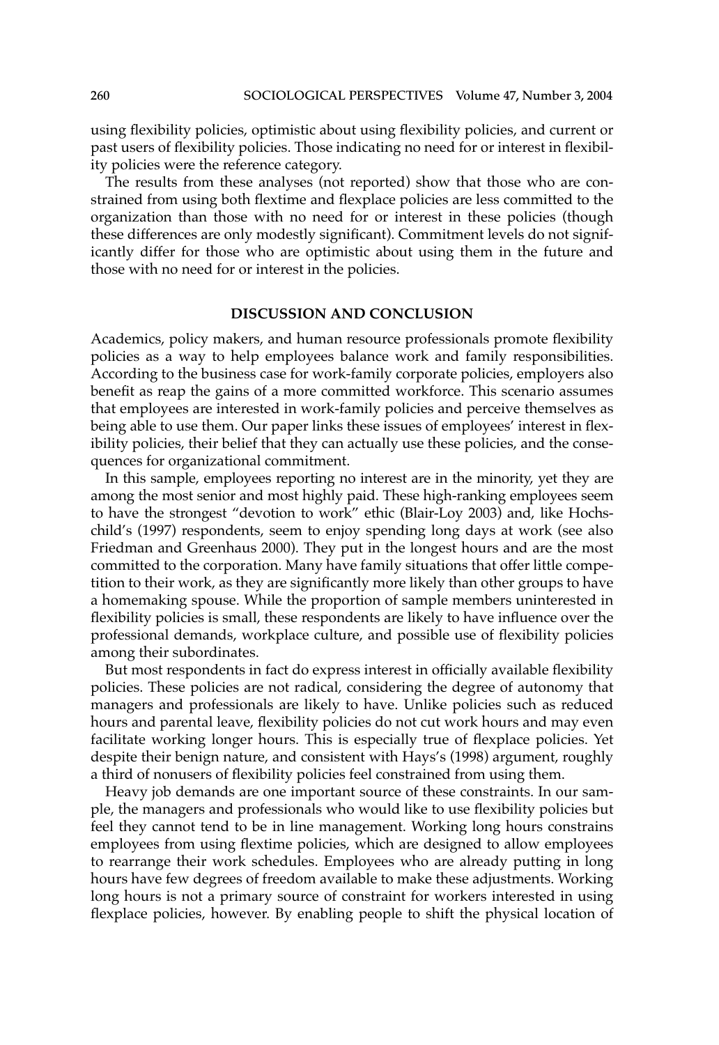using flexibility policies, optimistic about using flexibility policies, and current or past users of flexibility policies. Those indicating no need for or interest in flexibility policies were the reference category.

The results from these analyses (not reported) show that those who are constrained from using both flextime and flexplace policies are less committed to the organization than those with no need for or interest in these policies (though these differences are only modestly significant). Commitment levels do not significantly differ for those who are optimistic about using them in the future and those with no need for or interest in the policies.

## DISCUSSION AND CONCLUSION

Academics, policy makers, and human resource professionals promote flexibility policies as a way to help employees balance work and family responsibilities. According to the business case for work-family corporate policies, employers also benefit as reap the gains of a more committed workforce. This scenario assumes that employees are interested in work-family policies and perceive themselves as being able to use them. Our paper links these issues of employees' interest in flexibility policies, their belief that they can actually use these policies, and the consequences for organizational commitment.

In this sample, employees reporting no interest are in the minority, yet they are among the most senior and most highly paid. These high-ranking employees seem to have the strongest "devotion to work" ethic (Blair-Loy 2003) and, like Hochschild's (1997) respondents, seem to enjoy spending long days at work (see also Friedman and Greenhaus 2000). They put in the longest hours and are the most committed to the corporation. Many have family situations that offer little competition to their work, as they are significantly more likely than other groups to have a homemaking spouse. While the proportion of sample members uninterested in flexibility policies is small, these respondents are likely to have influence over the professional demands, workplace culture, and possible use of flexibility policies among their subordinates.

But most respondents in fact do express interest in officially available flexibility policies. These policies are not radical, considering the degree of autonomy that managers and professionals are likely to have. Unlike policies such as reduced hours and parental leave, flexibility policies do not cut work hours and may even facilitate working longer hours. This is especially true of flexplace policies. Yet despite their benign nature, and consistent with Hays's (1998) argument, roughly a third of nonusers of flexibility policies feel constrained from using them.

Heavy job demands are one important source of these constraints. In our sample, the managers and professionals who would like to use flexibility policies but feel they cannot tend to be in line management. Working long hours constrains employees from using flextime policies, which are designed to allow employees to rearrange their work schedules. Employees who are already putting in long hours have few degrees of freedom available to make these adjustments. Working long hours is not a primary source of constraint for workers interested in using flexplace policies, however. By enabling people to shift the physical location of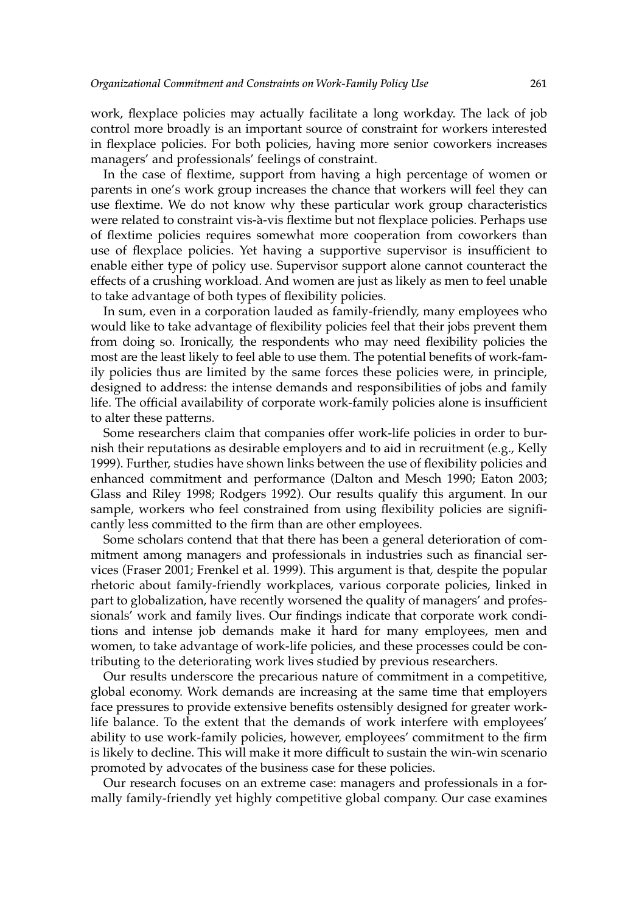work, flexplace policies may actually facilitate a long workday. The lack of job control more broadly is an important source of constraint for workers interested in flexplace policies. For both policies, having more senior coworkers increases managers' and professionals' feelings of constraint.

In the case of flextime, support from having a high percentage of women or parents in one's work group increases the chance that workers will feel they can use flextime. We do not know why these particular work group characteristics were related to constraint vis-à-vis flextime but not flexplace policies. Perhaps use of flextime policies requires somewhat more cooperation from coworkers than use of flexplace policies. Yet having a supportive supervisor is insufficient to enable either type of policy use. Supervisor support alone cannot counteract the effects of a crushing workload. And women are just as likely as men to feel unable to take advantage of both types of flexibility policies.

In sum, even in a corporation lauded as family-friendly, many employees who would like to take advantage of flexibility policies feel that their jobs prevent them from doing so. Ironically, the respondents who may need flexibility policies the most are the least likely to feel able to use them. The potential benefits of work-family policies thus are limited by the same forces these policies were, in principle, designed to address: the intense demands and responsibilities of jobs and family life. The official availability of corporate work-family policies alone is insufficient to alter these patterns.

Some researchers claim that companies offer work-life policies in order to burnish their reputations as desirable employers and to aid in recruitment (e.g., Kelly 1999). Further, studies have shown links between the use of flexibility policies and enhanced commitment and performance (Dalton and Mesch 1990; Eaton 2003; Glass and Riley 1998; Rodgers 1992). Our results qualify this argument. In our sample, workers who feel constrained from using flexibility policies are significantly less committed to the firm than are other employees.

Some scholars contend that that there has been a general deterioration of commitment among managers and professionals in industries such as financial services (Fraser 2001; Frenkel et al. 1999). This argument is that, despite the popular rhetoric about family-friendly workplaces, various corporate policies, linked in part to globalization, have recently worsened the quality of managers' and professionals' work and family lives. Our findings indicate that corporate work conditions and intense job demands make it hard for many employees, men and women, to take advantage of work-life policies, and these processes could be contributing to the deteriorating work lives studied by previous researchers.

Our results underscore the precarious nature of commitment in a competitive, global economy. Work demands are increasing at the same time that employers face pressures to provide extensive benefits ostensibly designed for greater work-life balance. To the extent that the demands of work interfere with employees' ability to use work-family policies, however, employees' commitment to the firm is likely to decline. This will make it more difficult to sustain the win-win scenario promoted by advocates of the business case for these policies.

Our research focuses on an extreme case: managers and professionals in a formally family-friendly yet highly competitive global company. Our case examines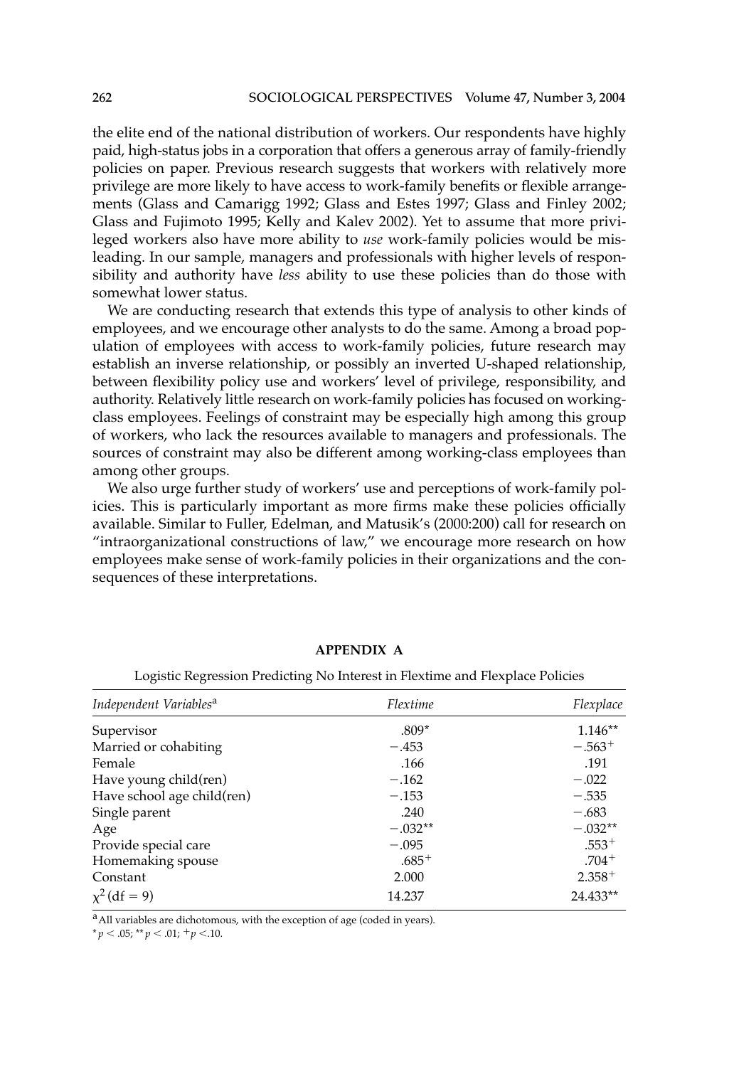the elite end of the national distribution of workers. Our respondents have highly paid, high-status jobs in a corporation that offers a generous array of family-friendly policies on paper. Previous research suggests that workers with relatively more privilege are more likely to have access to work-family benefits or flexible arrangements (Glass and Camarigg 1992; Glass and Estes 1997; Glass and Finley 2002; Glass and Fujimoto 1995; Kelly and Kalev 2002). Yet to assume that more privileged workers also have more ability to *use* work-family policies would be misleading. In our sample, managers and professionals with higher levels of responsibility and authority have *less* ability to use these policies than do those with somewhat lower status.

We are conducting research that extends this type of analysis to other kinds of employees, and we encourage other analysts to do the same. Among a broad population of employees with access to work-family policies, future research may establish an inverse relationship, or possibly an inverted U-shaped relationship, between flexibility policy use and workers' level of privilege, responsibility, and authority. Relatively little research on work-family policies has focused on working-class employees. Feelings of constraint may be especially high among this group of workers, who lack the resources available to managers and professionals. The sources of constraint may also be different among working-class employees than among other groups.

We also urge further study of workers' use and perceptions of work-family policies. This is particularly important as more firms make these policies officially available. Similar to Fuller, Edelman, and Matusik's (2000:200) call for research on "intraorganizational constructions of law," we encourage more research on how employees make sense of work-family policies in their organizations and the consequences of these interpretations.

## APPENDIX A

Logistic Regression Predicting No Interest in Flextime and Flexplace Policies

| *Independent Variables*[a] | *Flextime* | *Flexplace* |
|---|---|---|
| Supervisor | .809* | 1.146** |
| Married or cohabiting | −.453 | −.563+ |
| Female | .166 | .191 |
| Have young child(ren) | −.162 | −.022 |
| Have school age child(ren) | −.153 | −.535 |
| Single parent | .240 | −.683 |
| Age | −.032** | −.032** |
| Provide special care | −.095 | .553+ |
| Homemaking spouse | .685+ | .704+ |
| Constant | 2.000 | 2.358+ |
| $\chi^2$ (df = 9) | 14.237 | 24.433** |

[a] All variables are dichotomous, with the exception of age (coded in years).

* $p < .05$; ** $p < .01$; + $p < .10$.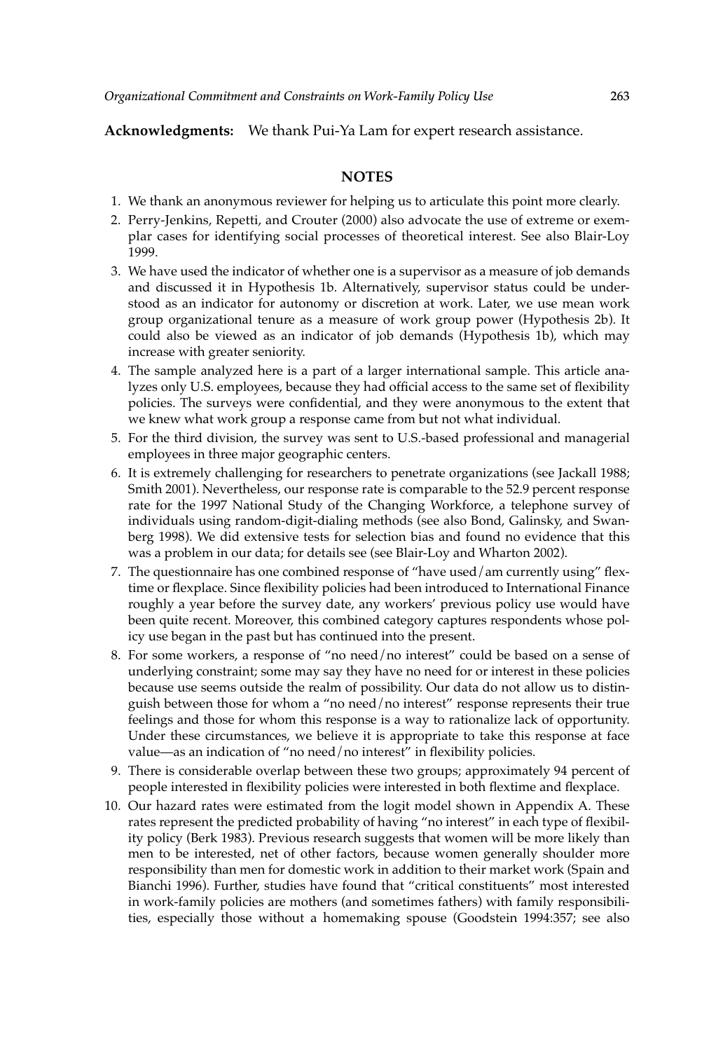**Acknowledgments:** We thank Pui-Ya Lam for expert research assistance.

## NOTES

1. We thank an anonymous reviewer for helping us to articulate this point more clearly.
2. Perry-Jenkins, Repetti, and Crouter (2000) also advocate the use of extreme or exemplar cases for identifying social processes of theoretical interest. See also Blair-Loy 1999.
3. We have used the indicator of whether one is a supervisor as a measure of job demands and discussed it in Hypothesis 1b. Alternatively, supervisor status could be understood as an indicator for autonomy or discretion at work. Later, we use mean work group organizational tenure as a measure of work group power (Hypothesis 2b). It could also be viewed as an indicator of job demands (Hypothesis 1b), which may increase with greater seniority.
4. The sample analyzed here is a part of a larger international sample. This article analyzes only U.S. employees, because they had official access to the same set of flexibility policies. The surveys were confidential, and they were anonymous to the extent that we knew what work group a response came from but not what individual.
5. For the third division, the survey was sent to U.S.-based professional and managerial employees in three major geographic centers.
6. It is extremely challenging for researchers to penetrate organizations (see Jackall 1988; Smith 2001). Nevertheless, our response rate is comparable to the 52.9 percent response rate for the 1997 National Study of the Changing Workforce, a telephone survey of individuals using random-digit-dialing methods (see also Bond, Galinsky, and Swanberg 1998). We did extensive tests for selection bias and found no evidence that this was a problem in our data; for details see (see Blair-Loy and Wharton 2002).
7. The questionnaire has one combined response of "have used/am currently using" flextime or flexplace. Since flexibility policies had been introduced to International Finance roughly a year before the survey date, any workers' previous policy use would have been quite recent. Moreover, this combined category captures respondents whose policy use began in the past but has continued into the present.
8. For some workers, a response of "no need/no interest" could be based on a sense of underlying constraint; some may say they have no need for or interest in these policies because use seems outside the realm of possibility. Our data do not allow us to distinguish between those for whom a "no need/no interest" response represents their true feelings and those for whom this response is a way to rationalize lack of opportunity. Under these circumstances, we believe it is appropriate to take this response at face value—as an indication of "no need/no interest" in flexibility policies.
9. There is considerable overlap between these two groups; approximately 94 percent of people interested in flexibility policies were interested in both flextime and flexplace.
10. Our hazard rates were estimated from the logit model shown in Appendix A. These rates represent the predicted probability of having "no interest" in each type of flexibility policy (Berk 1983). Previous research suggests that women will be more likely than men to be interested, net of other factors, because women generally shoulder more responsibility than men for domestic work in addition to their market work (Spain and Bianchi 1996). Further, studies have found that "critical constituents" most interested in work-family policies are mothers (and sometimes fathers) with family responsibilities, especially those without a homemaking spouse (Goodstein 1994:357; see also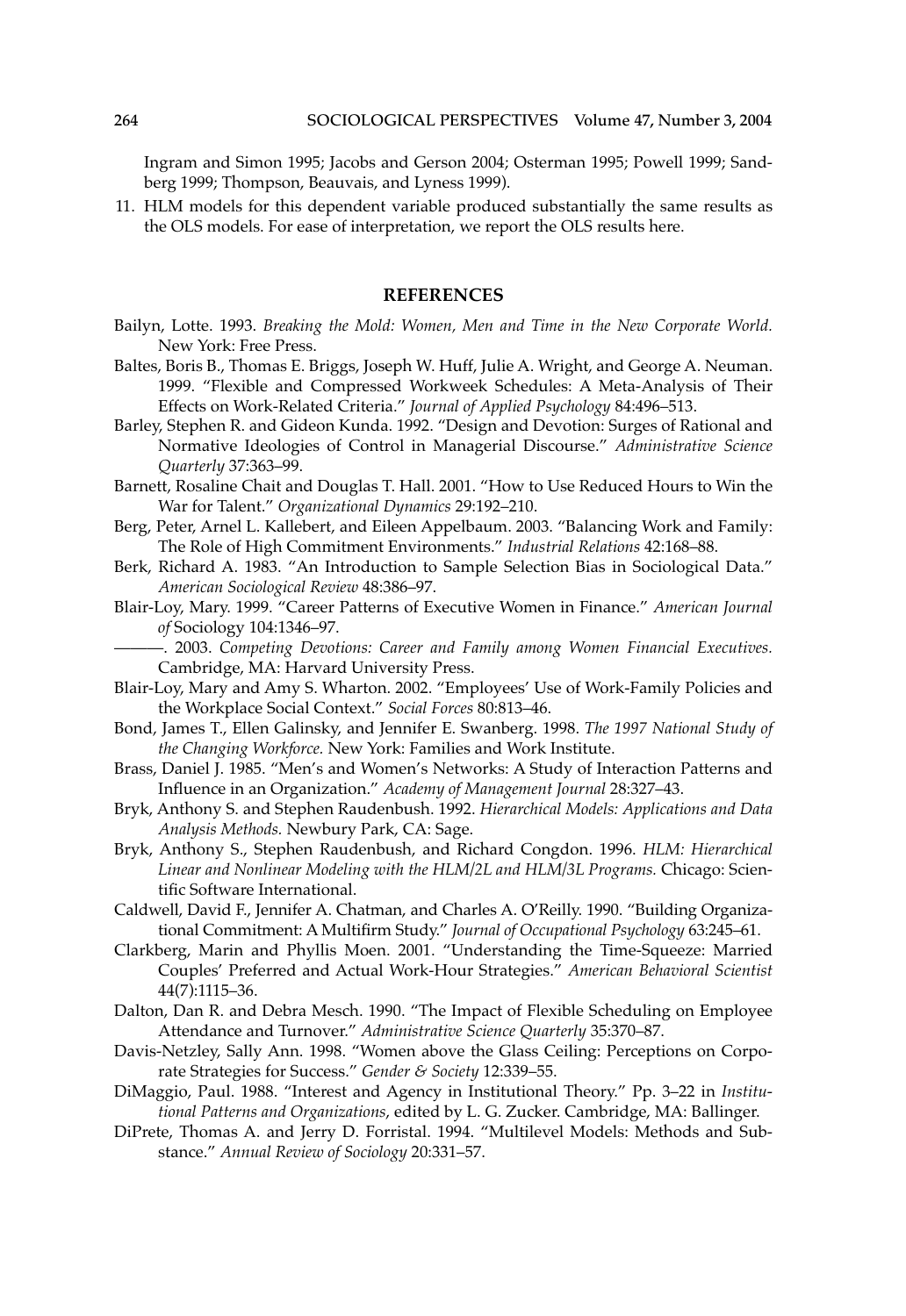Ingram and Simon 1995; Jacobs and Gerson 2004; Osterman 1995; Powell 1999; Sandberg 1999; Thompson, Beauvais, and Lyness 1999).

11. HLM models for this dependent variable produced substantially the same results as the OLS models. For ease of interpretation, we report the OLS results here.

## REFERENCES

Bailyn, Lotte. 1993. *Breaking the Mold: Women, Men and Time in the New Corporate World.* New York: Free Press.

Baltes, Boris B., Thomas E. Briggs, Joseph W. Huff, Julie A. Wright, and George A. Neuman. 1999. "Flexible and Compressed Workweek Schedules: A Meta-Analysis of Their Effects on Work-Related Criteria." *Journal of Applied Psychology* 84:496–513.

Barley, Stephen R. and Gideon Kunda. 1992. "Design and Devotion: Surges of Rational and Normative Ideologies of Control in Managerial Discourse." *Administrative Science Quarterly* 37:363–99.

Barnett, Rosaline Chait and Douglas T. Hall. 2001. "How to Use Reduced Hours to Win the War for Talent." *Organizational Dynamics* 29:192–210.

Berg, Peter, Arnel L. Kallebert, and Eileen Appelbaum. 2003. "Balancing Work and Family: The Role of High Commitment Environments." *Industrial Relations* 42:168–88.

Berk, Richard A. 1983. "An Introduction to Sample Selection Bias in Sociological Data." *American Sociological Review* 48:386–97.

Blair-Loy, Mary. 1999. "Career Patterns of Executive Women in Finance." *American Journal of* Sociology 104:1346–97.

———. 2003. *Competing Devotions: Career and Family among Women Financial Executives.* Cambridge, MA: Harvard University Press.

Blair-Loy, Mary and Amy S. Wharton. 2002. "Employees' Use of Work-Family Policies and the Workplace Social Context." *Social Forces* 80:813–46.

Bond, James T., Ellen Galinsky, and Jennifer E. Swanberg. 1998. *The 1997 National Study of the Changing Workforce.* New York: Families and Work Institute.

Brass, Daniel J. 1985. "Men's and Women's Networks: A Study of Interaction Patterns and Influence in an Organization." *Academy of Management Journal* 28:327–43.

Bryk, Anthony S. and Stephen Raudenbush. 1992. *Hierarchical Models: Applications and Data Analysis Methods.* Newbury Park, CA: Sage.

Bryk, Anthony S., Stephen Raudenbush, and Richard Congdon. 1996. *HLM: Hierarchical Linear and Nonlinear Modeling with the HLM/2L and HLM/3L Programs.* Chicago: Scientific Software International.

Caldwell, David F., Jennifer A. Chatman, and Charles A. O'Reilly. 1990. "Building Organizational Commitment: A Multifirm Study." *Journal of Occupational Psychology* 63:245–61.

Clarkberg, Marin and Phyllis Moen. 2001. "Understanding the Time-Squeeze: Married Couples' Preferred and Actual Work-Hour Strategies." *American Behavioral Scientist* 44(7):1115–36.

Dalton, Dan R. and Debra Mesch. 1990. "The Impact of Flexible Scheduling on Employee Attendance and Turnover." *Administrative Science Quarterly* 35:370–87.

Davis-Netzley, Sally Ann. 1998. "Women above the Glass Ceiling: Perceptions on Corporate Strategies for Success." *Gender & Society* 12:339–55.

DiMaggio, Paul. 1988. "Interest and Agency in Institutional Theory." Pp. 3–22 in *Institutional Patterns and Organizations,* edited by L. G. Zucker. Cambridge, MA: Ballinger.

DiPrete, Thomas A. and Jerry D. Forristal. 1994. "Multilevel Models: Methods and Substance." *Annual Review of Sociology* 20:331–57.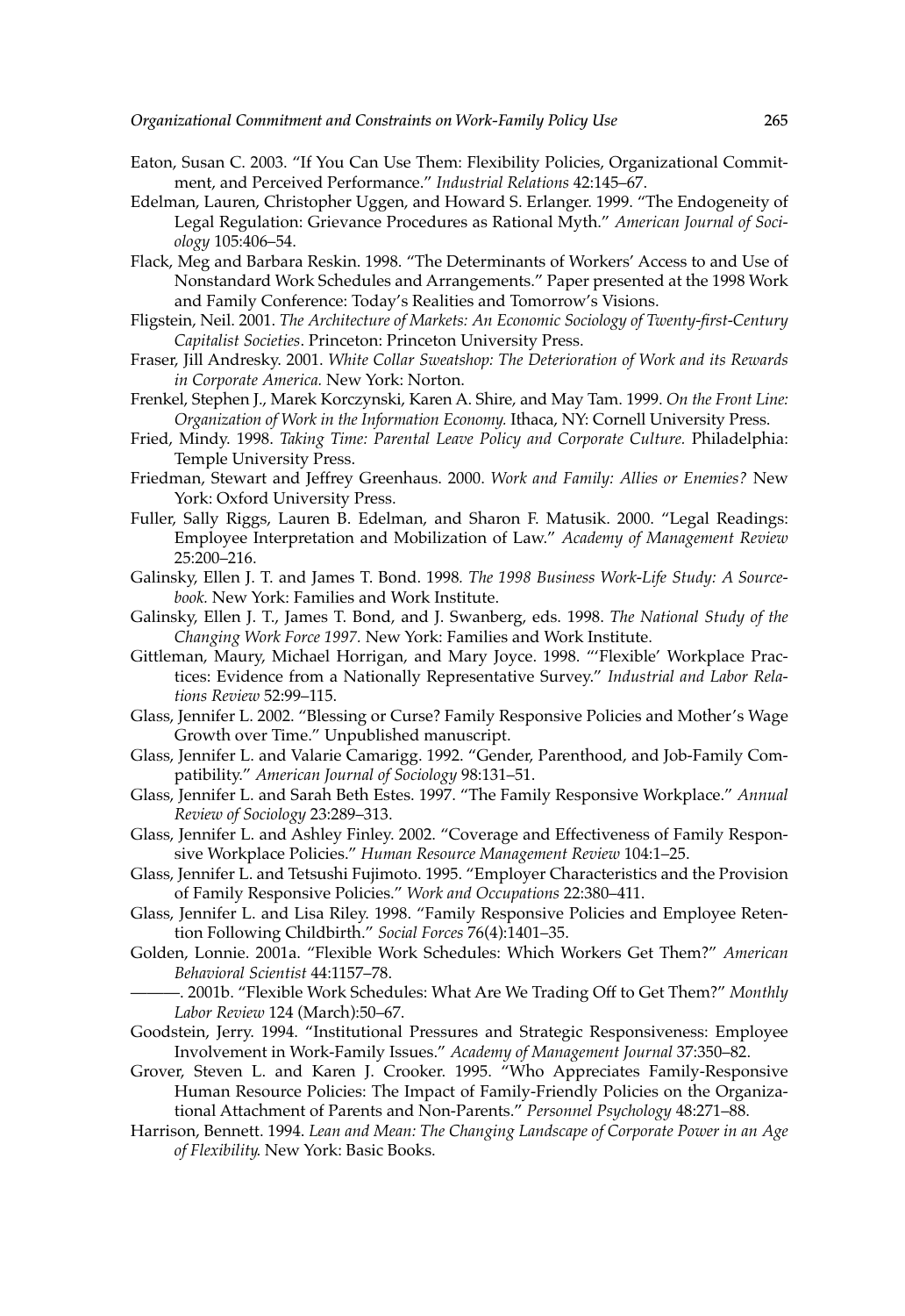Eaton, Susan C. 2003. "If You Can Use Them: Flexibility Policies, Organizational Commitment, and Perceived Performance." *Industrial Relations* 42:145–67.

Edelman, Lauren, Christopher Uggen, and Howard S. Erlanger. 1999. "The Endogeneity of Legal Regulation: Grievance Procedures as Rational Myth." *American Journal of Sociology* 105:406–54.

Flack, Meg and Barbara Reskin. 1998. "The Determinants of Workers' Access to and Use of Nonstandard Work Schedules and Arrangements." Paper presented at the 1998 Work and Family Conference: Today's Realities and Tomorrow's Visions.

Fligstein, Neil. 2001. *The Architecture of Markets: An Economic Sociology of Twenty-first-Century Capitalist Societies*. Princeton: Princeton University Press.

Fraser, Jill Andresky. 2001. *White Collar Sweatshop: The Deterioration of Work and its Rewards in Corporate America.* New York: Norton.

Frenkel, Stephen J., Marek Korczynski, Karen A. Shire, and May Tam. 1999. *On the Front Line: Organization of Work in the Information Economy.* Ithaca, NY: Cornell University Press.

Fried, Mindy. 1998. *Taking Time: Parental Leave Policy and Corporate Culture.* Philadelphia: Temple University Press.

Friedman, Stewart and Jeffrey Greenhaus. 2000. *Work and Family: Allies or Enemies?* New York: Oxford University Press.

Fuller, Sally Riggs, Lauren B. Edelman, and Sharon F. Matusik. 2000. "Legal Readings: Employee Interpretation and Mobilization of Law." *Academy of Management Review* 25:200–216.

Galinsky, Ellen J. T. and James T. Bond. 1998*. The 1998 Business Work-Life Study: A Sourcebook.* New York: Families and Work Institute.

Galinsky, Ellen J. T., James T. Bond, and J. Swanberg, eds. 1998. *The National Study of the Changing Work Force 1997.* New York: Families and Work Institute.

Gittleman, Maury, Michael Horrigan, and Mary Joyce. 1998. "'Flexible' Workplace Practices: Evidence from a Nationally Representative Survey." *Industrial and Labor Relations Review* 52:99–115.

Glass, Jennifer L. 2002. "Blessing or Curse? Family Responsive Policies and Mother's Wage Growth over Time." Unpublished manuscript.

Glass, Jennifer L. and Valarie Camarigg. 1992. "Gender, Parenthood, and Job-Family Compatibility." *American Journal of Sociology* 98:131–51.

Glass, Jennifer L. and Sarah Beth Estes. 1997. "The Family Responsive Workplace." *Annual Review of Sociology* 23:289–313.

Glass, Jennifer L. and Ashley Finley. 2002. "Coverage and Effectiveness of Family Responsive Workplace Policies." *Human Resource Management Review* 104:1–25.

Glass, Jennifer L. and Tetsushi Fujimoto. 1995. "Employer Characteristics and the Provision of Family Responsive Policies." *Work and Occupations* 22:380–411.

Glass, Jennifer L. and Lisa Riley. 1998. "Family Responsive Policies and Employee Retention Following Childbirth." *Social Forces* 76(4):1401–35.

Golden, Lonnie. 2001a. "Flexible Work Schedules: Which Workers Get Them?" *American Behavioral Scientist* 44:1157–78.

———. 2001b. "Flexible Work Schedules: What Are We Trading Off to Get Them?" *Monthly Labor Review* 124 (March):50–67.

Goodstein, Jerry. 1994. "Institutional Pressures and Strategic Responsiveness: Employee Involvement in Work-Family Issues." *Academy of Management Journal* 37:350–82.

Grover, Steven L. and Karen J. Crooker. 1995. "Who Appreciates Family-Responsive Human Resource Policies: The Impact of Family-Friendly Policies on the Organizational Attachment of Parents and Non-Parents." *Personnel Psychology* 48:271–88.

Harrison, Bennett. 1994. *Lean and Mean: The Changing Landscape of Corporate Power in an Age of Flexibility.* New York: Basic Books.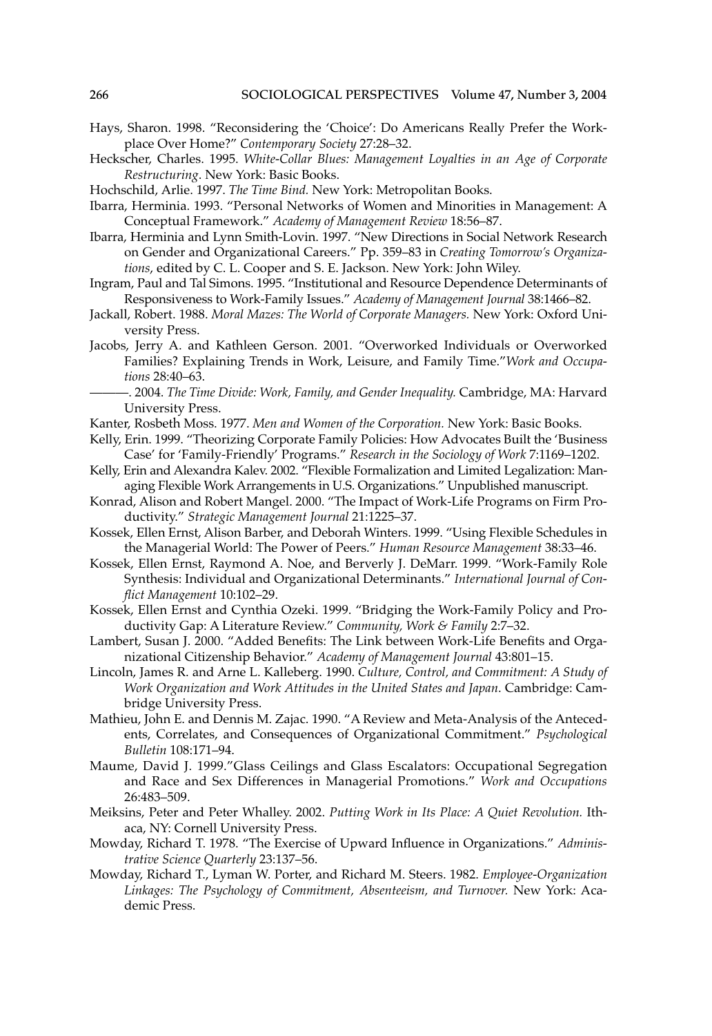Hays, Sharon. 1998. "Reconsidering the 'Choice': Do Americans Really Prefer the Workplace Over Home?" *Contemporary Society* 27:28–32.

Heckscher, Charles. 1995. *White-Collar Blues: Management Loyalties in an Age of Corporate Restructuring*. New York: Basic Books.

Hochschild, Arlie. 1997. *The Time Bind.* New York: Metropolitan Books.

Ibarra, Herminia. 1993. "Personal Networks of Women and Minorities in Management: A Conceptual Framework." *Academy of Management Review* 18:56–87.

Ibarra, Herminia and Lynn Smith-Lovin. 1997. "New Directions in Social Network Research on Gender and Organizational Careers." Pp. 359–83 in *Creating Tomorrow's Organizations*, edited by C. L. Cooper and S. E. Jackson. New York: John Wiley.

Ingram, Paul and Tal Simons. 1995. "Institutional and Resource Dependence Determinants of Responsiveness to Work-Family Issues." *Academy of Management Journal* 38:1466–82.

Jackall, Robert. 1988. *Moral Mazes: The World of Corporate Managers.* New York: Oxford University Press.

Jacobs, Jerry A. and Kathleen Gerson. 2001. "Overworked Individuals or Overworked Families? Explaining Trends in Work, Leisure, and Family Time."*Work and Occupations* 28:40–63.

———. 2004. *The Time Divide: Work, Family, and Gender Inequality.* Cambridge, MA: Harvard University Press.

Kanter, Rosbeth Moss. 1977. *Men and Women of the Corporation*. New York: Basic Books.

Kelly, Erin. 1999. "Theorizing Corporate Family Policies: How Advocates Built the 'Business Case' for 'Family-Friendly' Programs." *Research in the Sociology of Work* 7:1169–1202.

Kelly, Erin and Alexandra Kalev. 2002. "Flexible Formalization and Limited Legalization: Managing Flexible Work Arrangements in U.S. Organizations." Unpublished manuscript.

Konrad, Alison and Robert Mangel. 2000. "The Impact of Work-Life Programs on Firm Productivity." *Strategic Management Journal* 21:1225–37.

Kossek, Ellen Ernst, Alison Barber, and Deborah Winters. 1999. "Using Flexible Schedules in the Managerial World: The Power of Peers." *Human Resource Management* 38:33–46.

Kossek, Ellen Ernst, Raymond A. Noe, and Berverly J. DeMarr. 1999. "Work-Family Role Synthesis: Individual and Organizational Determinants." *International Journal of Conflict Management* 10:102–29.

Kossek, Ellen Ernst and Cynthia Ozeki. 1999. "Bridging the Work-Family Policy and Productivity Gap: A Literature Review." *Community, Work & Family* 2:7–32.

Lambert, Susan J. 2000. "Added Benefits: The Link between Work-Life Benefits and Organizational Citizenship Behavior." *Academy of Management Journal* 43:801–15.

Lincoln, James R. and Arne L. Kalleberg. 1990. *Culture, Control, and Commitment: A Study of Work Organization and Work Attitudes in the United States and Japan*. Cambridge: Cambridge University Press.

Mathieu, John E. and Dennis M. Zajac. 1990. "A Review and Meta-Analysis of the Antecedents, Correlates, and Consequences of Organizational Commitment." *Psychological Bulletin* 108:171–94.

Maume, David J. 1999."Glass Ceilings and Glass Escalators: Occupational Segregation and Race and Sex Differences in Managerial Promotions." *Work and Occupations* 26:483–509.

Meiksins, Peter and Peter Whalley. 2002. *Putting Work in Its Place: A Quiet Revolution.* Ithaca, NY: Cornell University Press.

Mowday, Richard T. 1978. "The Exercise of Upward Influence in Organizations." *Administrative Science Quarterly* 23:137–56.

Mowday, Richard T., Lyman W. Porter, and Richard M. Steers. 1982. *Employee-Organization Linkages: The Psychology of Commitment, Absenteeism, and Turnover.* New York: Academic Press.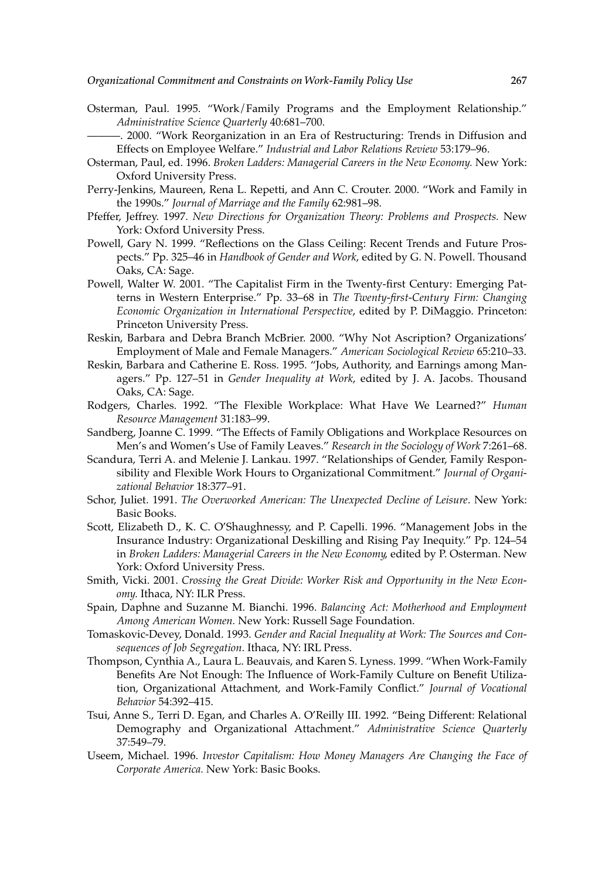Osterman, Paul. 1995. "Work/Family Programs and the Employment Relationship." *Administrative Science Quarterly* 40:681–700.

———. 2000. "Work Reorganization in an Era of Restructuring: Trends in Diffusion and Effects on Employee Welfare." *Industrial and Labor Relations Review* 53:179–96.

Osterman, Paul, ed. 1996. *Broken Ladders: Managerial Careers in the New Economy.* New York: Oxford University Press.

Perry-Jenkins, Maureen, Rena L. Repetti, and Ann C. Crouter. 2000. "Work and Family in the 1990s." *Journal of Marriage and the Family* 62:981–98.

Pfeffer, Jeffrey. 1997. *New Directions for Organization Theory: Problems and Prospects.* New York: Oxford University Press.

Powell, Gary N. 1999. "Reflections on the Glass Ceiling: Recent Trends and Future Prospects." Pp. 325–46 in *Handbook of Gender and Work*, edited by G. N. Powell. Thousand Oaks, CA: Sage.

Powell, Walter W. 2001. "The Capitalist Firm in the Twenty-first Century: Emerging Patterns in Western Enterprise." Pp. 33–68 in *The Twenty-first-Century Firm: Changing Economic Organization in International Perspective*, edited by P. DiMaggio. Princeton: Princeton University Press.

Reskin, Barbara and Debra Branch McBrier. 2000. "Why Not Ascription? Organizations' Employment of Male and Female Managers." *American Sociological Review* 65:210–33.

Reskin, Barbara and Catherine E. Ross. 1995. "Jobs, Authority, and Earnings among Managers." Pp. 127–51 in *Gender Inequality at Work*, edited by J. A. Jacobs. Thousand Oaks, CA: Sage.

Rodgers, Charles. 1992. "The Flexible Workplace: What Have We Learned?" *Human Resource Management* 31:183–99.

Sandberg, Joanne C. 1999. "The Effects of Family Obligations and Workplace Resources on Men's and Women's Use of Family Leaves." *Research in the Sociology of Work* 7:261–68.

Scandura, Terri A. and Melenie J. Lankau. 1997. "Relationships of Gender, Family Responsibility and Flexible Work Hours to Organizational Commitment." *Journal of Organizational Behavior* 18:377–91.

Schor, Juliet. 1991. *The Overworked American: The Unexpected Decline of Leisure*. New York: Basic Books.

Scott, Elizabeth D., K. C. O'Shaughnessy, and P. Capelli. 1996. "Management Jobs in the Insurance Industry: Organizational Deskilling and Rising Pay Inequity." Pp. 124–54 in *Broken Ladders: Managerial Careers in the New Economy,* edited by P. Osterman. New York: Oxford University Press.

Smith, Vicki. 2001. *Crossing the Great Divide: Worker Risk and Opportunity in the New Economy.* Ithaca, NY: ILR Press.

Spain, Daphne and Suzanne M. Bianchi. 1996. *Balancing Act: Motherhood and Employment Among American Women.* New York: Russell Sage Foundation.

Tomaskovic-Devey, Donald. 1993. *Gender and Racial Inequality at Work: The Sources and Consequences of Job Segregation*. Ithaca, NY: IRL Press.

Thompson, Cynthia A., Laura L. Beauvais, and Karen S. Lyness. 1999. "When Work-Family Benefits Are Not Enough: The Influence of Work-Family Culture on Benefit Utilization, Organizational Attachment, and Work-Family Conflict." *Journal of Vocational Behavior* 54:392–415.

Tsui, Anne S., Terri D. Egan, and Charles A. O'Reilly III. 1992. "Being Different: Relational Demography and Organizational Attachment." *Administrative Science Quarterly* 37:549–79.

Useem, Michael. 1996. *Investor Capitalism: How Money Managers Are Changing the Face of Corporate America.* New York: Basic Books.